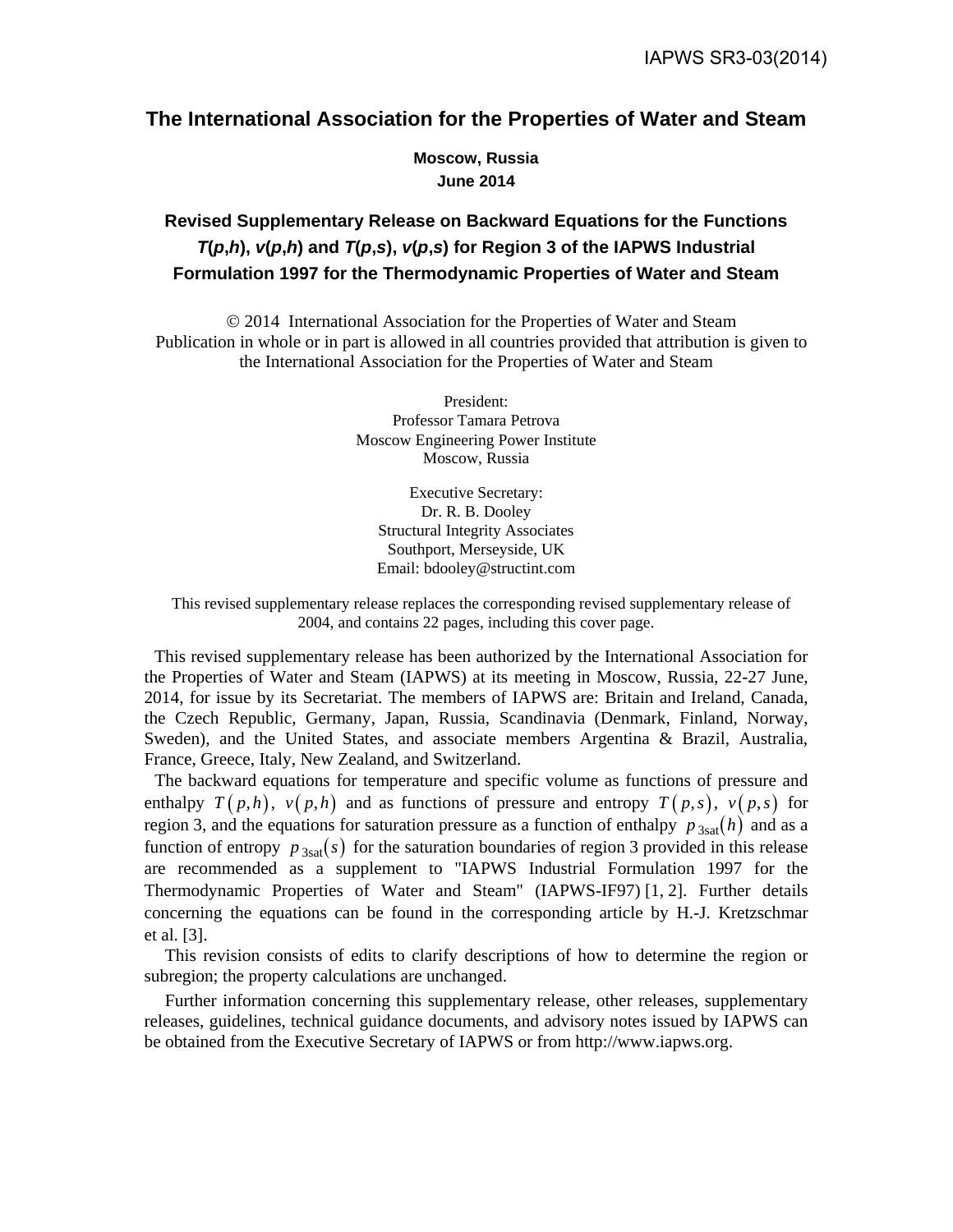IAPWS SR3-03(2014)

# The International Association for the Properties of Water and Steam

**Moscow, Russia**
**June 2014**

## Revised Supplementary Release on Backward Equations for the Functions *T*(*p*,*h*), *v*(*p*,*h*) and *T*(*p*,*s*), *v*(*p*,*s*) for Region 3 of the IAPWS Industrial Formulation 1997 for the Thermodynamic Properties of Water and Steam

© 2014 International Association for the Properties of Water and Steam
Publication in whole or in part is allowed in all countries provided that attribution is given to the International Association for the Properties of Water and Steam

President:
Professor Tamara Petrova
Moscow Engineering Power Institute
Moscow, Russia

Executive Secretary:
Dr. R. B. Dooley
Structural Integrity Associates
Southport, Merseyside, UK
Email: bdooley@structint.com

This revised supplementary release replaces the corresponding revised supplementary release of 2004, and contains 22 pages, including this cover page.

This revised supplementary release has been authorized by the International Association for the Properties of Water and Steam (IAPWS) at its meeting in Moscow, Russia, 22-27 June, 2014, for issue by its Secretariat. The members of IAPWS are: Britain and Ireland, Canada, the Czech Republic, Germany, Japan, Russia, Scandinavia (Denmark, Finland, Norway, Sweden), and the United States, and associate members Argentina & Brazil, Australia, France, Greece, Italy, New Zealand, and Switzerland.

The backward equations for temperature and specific volume as functions of pressure and enthalpy $T(p,h)$, $v(p,h)$ and as functions of pressure and entropy $T(p,s)$, $v(p,s)$ for region 3, and the equations for saturation pressure as a function of enthalpy $p_{3\mathrm{sat}}(h)$ and as a function of entropy $p_{3\mathrm{sat}}(s)$ for the saturation boundaries of region 3 provided in this release are recommended as a supplement to "IAPWS Industrial Formulation 1997 for the Thermodynamic Properties of Water and Steam" (IAPWS-IF97) [1, 2]. Further details concerning the equations can be found in the corresponding article by H.-J. Kretzschmar et al. [3].

This revision consists of edits to clarify descriptions of how to determine the region or subregion; the property calculations are unchanged.

Further information concerning this supplementary release, other releases, supplementary releases, guidelines, technical guidance documents, and advisory notes issued by IAPWS can be obtained from the Executive Secretary of IAPWS or from http://www.iapws.org.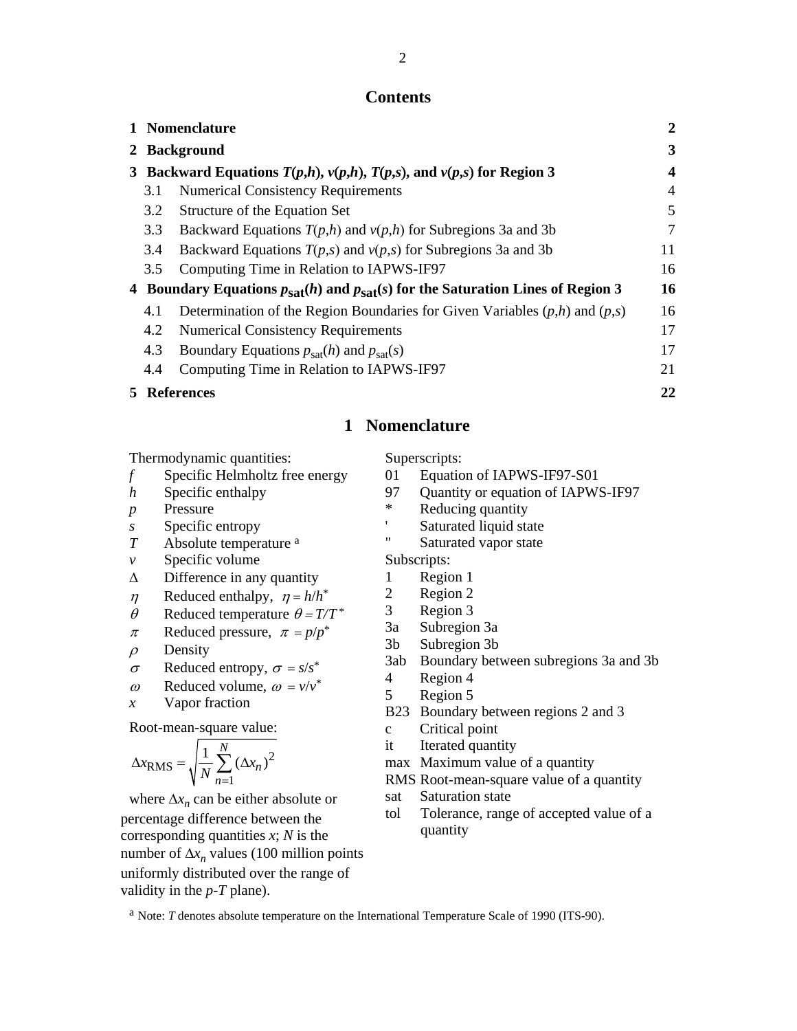## Contents

| | | |
|---|---|---|
| **1** | **Nomenclature** | **2** |
| **2** | **Background** | **3** |
| **3** | **Backward Equations $T(p,h)$, $v(p,h)$, $T(p,s)$, and $v(p,s)$ for Region 3** | **4** |
| 3.1 | Numerical Consistency Requirements | 4 |
| 3.2 | Structure of the Equation Set | 5 |
| 3.3 | Backward Equations $T(p,h)$ and $v(p,h)$ for Subregions 3a and 3b | 7 |
| 3.4 | Backward Equations $T(p,s)$ and $v(p,s)$ for Subregions 3a and 3b | 11 |
| 3.5 | Computing Time in Relation to IAPWS-IF97 | 16 |
| **4** | **Boundary Equations $p_{sat}(h)$ and $p_{sat}(s)$ for the Saturation Lines of Region 3** | **16** |
| 4.1 | Determination of the Region Boundaries for Given Variables $(p,h)$ and $(p,s)$ | 16 |
| 4.2 | Numerical Consistency Requirements | 17 |
| 4.3 | Boundary Equations $p_{sat}(h)$ and $p_{sat}(s)$ | 17 |
| 4.4 | Computing Time in Relation to IAPWS-IF97 | 21 |
| **5** | **References** | **22** |

# 1 Nomenclature

Thermodynamic quantities:

- $f$ Specific Helmholtz free energy
- $h$ Specific enthalpy
- $p$ Pressure
- $s$ Specific entropy
- $T$ Absolute temperature [a]
- $v$ Specific volume
- $\Delta$ Difference in any quantity
- $\eta$ Reduced enthalpy, $\eta = h/h^*$
- $\theta$ Reduced temperature $\theta = T/T^*$
- $\pi$ Reduced pressure, $\pi = p/p^*$
- $\rho$ Density
- $\sigma$ Reduced entropy, $\sigma = s/s^*$
- $\omega$ Reduced volume, $\omega = v/v^*$
- $x$ Vapor fraction

Root-mean-square value:

$$\Delta x_{\mathrm{RMS}} = \sqrt{\frac{1}{N}\sum_{n=1}^{N}(\Delta x_n)^2}$$

where $\Delta x_n$ can be either absolute or percentage difference between the corresponding quantities $x$; $N$ is the number of $\Delta x_n$ values (100 million points uniformly distributed over the range of validity in the $p$-$T$ plane).

Superscripts:

- 01 Equation of IAPWS-IF97-S01
- 97 Quantity or equation of IAPWS-IF97
- \* Reducing quantity
- ' Saturated liquid state
- " Saturated vapor state

Subscripts:

- 1 Region 1
- 2 Region 2
- 3 Region 3
- 3a Subregion 3a
- 3b Subregion 3b
- 3ab Boundary between subregions 3a and 3b
- 4 Region 4
- 5 Region 5
- B23 Boundary between regions 2 and 3
- c Critical point
- it Iterated quantity
- max Maximum value of a quantity
- RMS Root-mean-square value of a quantity
- sat Saturation state
- tol Tolerance, range of accepted value of a quantity

[a] Note: $T$ denotes absolute temperature on the International Temperature Scale of 1990 (ITS-90).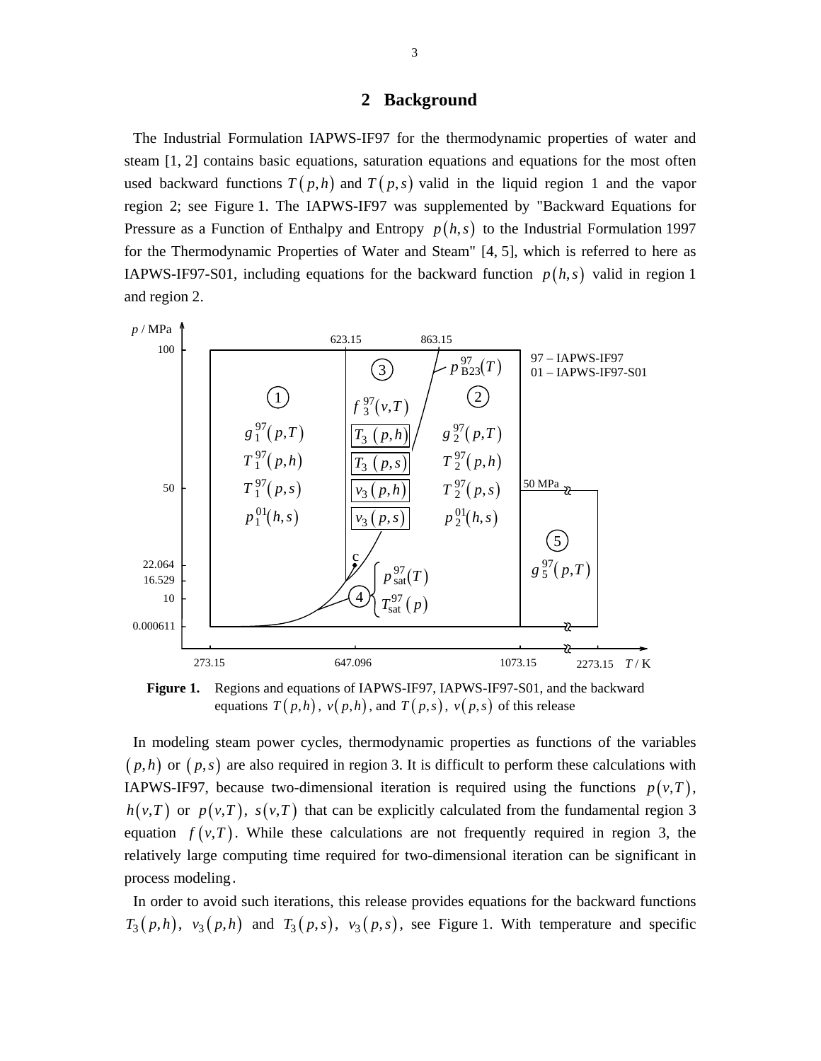## 2 Background

The Industrial Formulation IAPWS-IF97 for the thermodynamic properties of water and steam [1, 2] contains basic equations, saturation equations and equations for the most often used backward functions $T(p,h)$ and $T(p,s)$ valid in the liquid region 1 and the vapor region 2; see Figure 1. The IAPWS-IF97 was supplemented by "Backward Equations for Pressure as a Function of Enthalpy and Entropy $p(h,s)$ to the Industrial Formulation 1997 for the Thermodynamic Properties of Water and Steam" [4, 5], which is referred to here as IAPWS-IF97-S01, including equations for the backward function $p(h,s)$ valid in region 1 and region 2.

**Figure 1.** Regions and equations of IAPWS-IF97, IAPWS-IF97-S01, and the backward equations $T(p,h)$, $v(p,h)$, and $T(p,s)$, $v(p,s)$ of this release

In modeling steam power cycles, thermodynamic properties as functions of the variables $(p,h)$ or $(p,s)$ are also required in region 3. It is difficult to perform these calculations with IAPWS-IF97, because two-dimensional iteration is required using the functions $p(v,T)$, $h(v,T)$ or $p(v,T)$, $s(v,T)$ that can be explicitly calculated from the fundamental region 3 equation $f(v,T)$. While these calculations are not frequently required in region 3, the relatively large computing time required for two-dimensional iteration can be significant in process modeling.

In order to avoid such iterations, this release provides equations for the backward functions $T_3(p,h)$, $v_3(p,h)$ and $T_3(p,s)$, $v_3(p,s)$, see Figure 1. With temperature and specific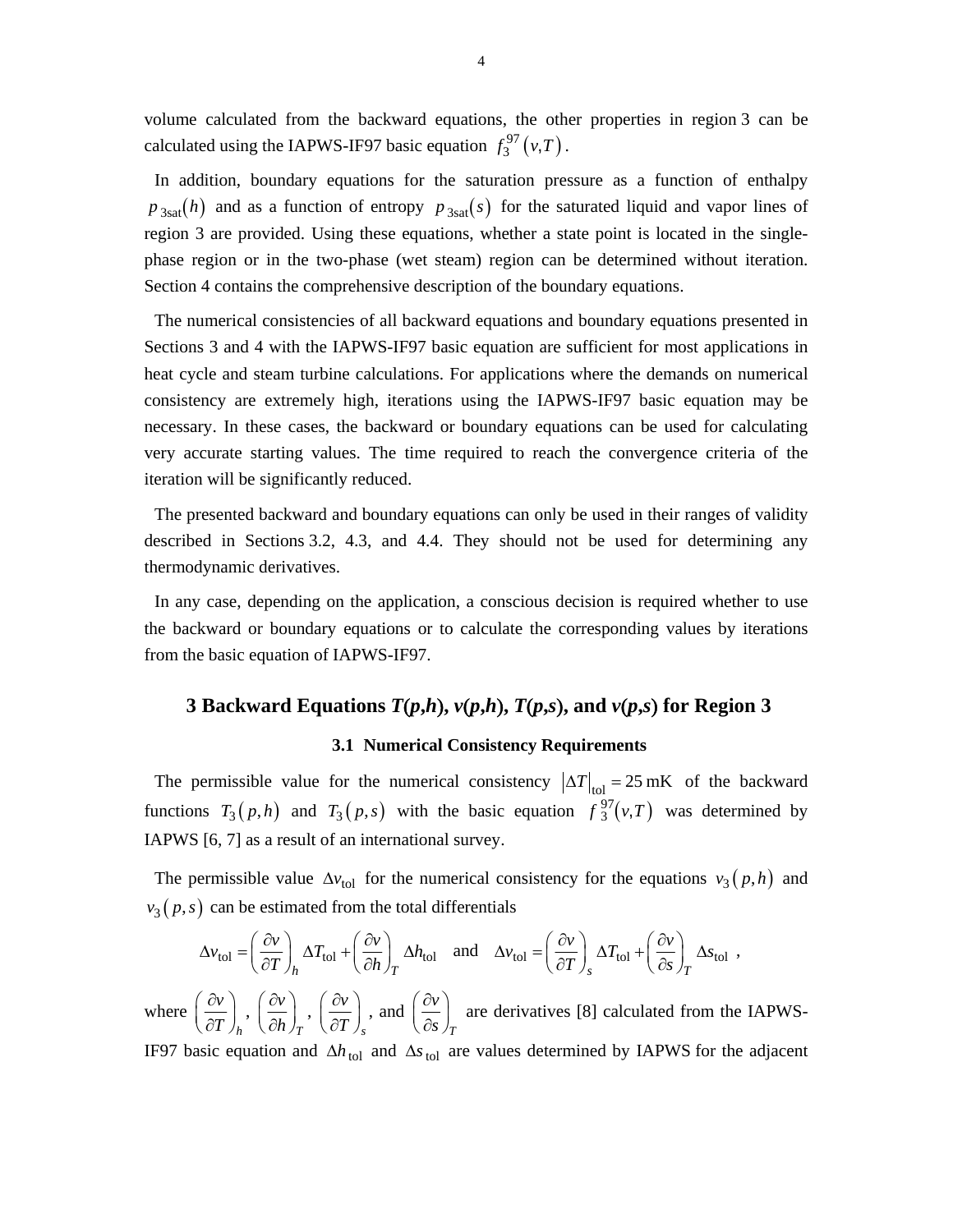volume calculated from the backward equations, the other properties in region 3 can be calculated using the IAPWS-IF97 basic equation $f_3^{97}(v,T)$.

In addition, boundary equations for the saturation pressure as a function of enthalpy $p_{3\text{sat}}(h)$ and as a function of entropy $p_{3\text{sat}}(s)$ for the saturated liquid and vapor lines of region 3 are provided. Using these equations, whether a state point is located in the single-phase region or in the two-phase (wet steam) region can be determined without iteration. Section 4 contains the comprehensive description of the boundary equations.

The numerical consistencies of all backward equations and boundary equations presented in Sections 3 and 4 with the IAPWS-IF97 basic equation are sufficient for most applications in heat cycle and steam turbine calculations. For applications where the demands on numerical consistency are extremely high, iterations using the IAPWS-IF97 basic equation may be necessary. In these cases, the backward or boundary equations can be used for calculating very accurate starting values. The time required to reach the convergence criteria of the iteration will be significantly reduced.

The presented backward and boundary equations can only be used in their ranges of validity described in Sections 3.2, 4.3, and 4.4. They should not be used for determining any thermodynamic derivatives.

In any case, depending on the application, a conscious decision is required whether to use the backward or boundary equations or to calculate the corresponding values by iterations from the basic equation of IAPWS-IF97.

## 3 Backward Equations *T*(*p*,*h*), *v*(*p*,*h*), *T*(*p*,*s*), and *v*(*p*,*s*) for Region 3

### 3.1 Numerical Consistency Requirements

The permissible value for the numerical consistency $|\Delta T|_{\text{tol}} = 25\,\text{mK}$ of the backward functions $T_3(p,h)$ and $T_3(p,s)$ with the basic equation $f_3^{97}(v,T)$ was determined by IAPWS [6, 7] as a result of an international survey.

The permissible value $\Delta v_{\text{tol}}$ for the numerical consistency for the equations $v_3(p,h)$ and $v_3(p,s)$ can be estimated from the total differentials

$$\Delta v_{\text{tol}} = \left(\frac{\partial v}{\partial T}\right)_h \Delta T_{\text{tol}} + \left(\frac{\partial v}{\partial h}\right)_T \Delta h_{\text{tol}} \quad \text{and} \quad \Delta v_{\text{tol}} = \left(\frac{\partial v}{\partial T}\right)_s \Delta T_{\text{tol}} + \left(\frac{\partial v}{\partial s}\right)_T \Delta s_{\text{tol}} \;,$$

where $\left(\frac{\partial v}{\partial T}\right)_h$, $\left(\frac{\partial v}{\partial h}\right)_T$, $\left(\frac{\partial v}{\partial T}\right)_s$, and $\left(\frac{\partial v}{\partial s}\right)_T$ are derivatives [8] calculated from the IAPWS-IF97 basic equation and $\Delta h_{\text{tol}}$ and $\Delta s_{\text{tol}}$ are values determined by IAPWS for the adjacent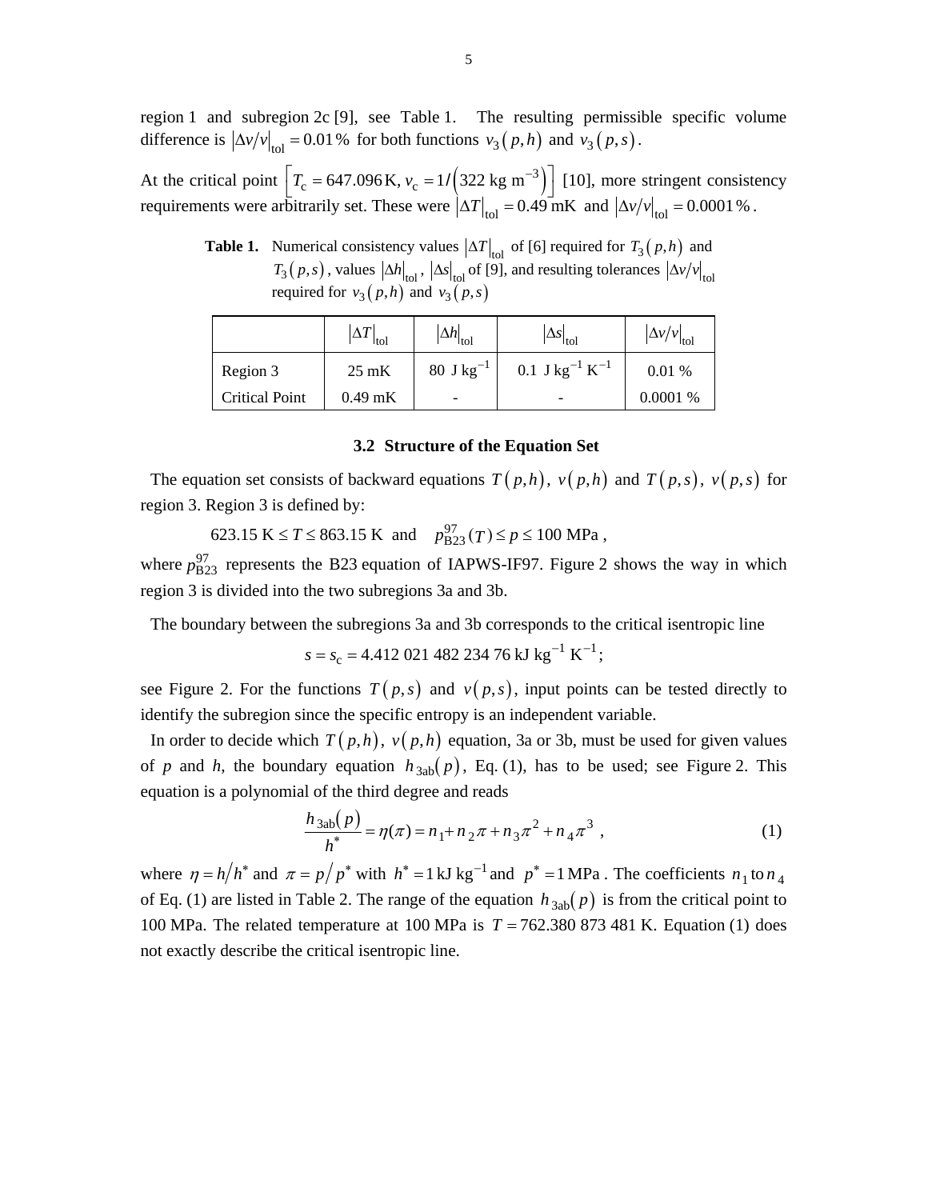region 1 and subregion 2c [9], see Table 1. The resulting permissible specific volume difference is $\left|\Delta v/v\right|_{\text{tol}} = 0.01\,\%$ for both functions $v_3\left(p,h\right)$ and $v_3\left(p,s\right)$.

At the critical point $\left[T_{\text{c}} = 647.096\,\text{K},\, v_{\text{c}} = 1/\left(322\ \text{kg m}^{-3}\right)\right]$ [10], more stringent consistency requirements were arbitrarily set. These were $\left|\Delta T\right|_{\text{tol}} = 0.49\ \text{mK}$ and $\left|\Delta v/v\right|_{\text{tol}} = 0.0001\,\%$.

**Table 1.** Numerical consistency values $\left|\Delta T\right|_{\text{tol}}$ of [6] required for $T_3\left(p,h\right)$ and $T_3\left(p,s\right)$, values $\left|\Delta h\right|_{\text{tol}}$, $\left|\Delta s\right|_{\text{tol}}$ of [9], and resulting tolerances $\left|\Delta v/v\right|_{\text{tol}}$ required for $v_3\left(p,h\right)$ and $v_3\left(p,s\right)$

| | $\left\|\Delta T\right\|_{\text{tol}}$ | $\left\|\Delta h\right\|_{\text{tol}}$ | $\left\|\Delta s\right\|_{\text{tol}}$ | $\left\|\Delta v/v\right\|_{\text{tol}}$ |
|---|---|---|---|---|
| Region 3 | 25 mK | 80 $\text{J kg}^{-1}$ | 0.1 $\text{J kg}^{-1}\ \text{K}^{-1}$ | 0.01 % |
| Critical Point | 0.49 mK | - | - | 0.0001 % |

### 3.2 Structure of the Equation Set

The equation set consists of backward equations $T\left(p,h\right)$, $v\left(p,h\right)$ and $T\left(p,s\right)$, $v\left(p,s\right)$ for region 3. Region 3 is defined by:

$$623.15\ \text{K} \le T \le 863.15\ \text{K} \quad \text{and} \quad p_{\text{B23}}^{97}(T) \le p \le 100\ \text{MPa}\,,$$

where $p_{\text{B23}}^{97}$ represents the B23 equation of IAPWS-IF97. Figure 2 shows the way in which region 3 is divided into the two subregions 3a and 3b.

The boundary between the subregions 3a and 3b corresponds to the critical isentropic line

$$s = s_{\text{c}} = 4.412\,021\,482\,234\,76\ \text{kJ kg}^{-1}\ \text{K}^{-1};$$

see Figure 2. For the functions $T\left(p,s\right)$ and $v\left(p,s\right)$, input points can be tested directly to identify the subregion since the specific entropy is an independent variable.

In order to decide which $T\left(p,h\right)$, $v\left(p,h\right)$ equation, 3a or 3b, must be used for given values of $p$ and $h$, the boundary equation $h_{\text{3ab}}\left(p\right)$, Eq. (1), has to be used; see Figure 2. This equation is a polynomial of the third degree and reads

$$\frac{h_{\text{3ab}}\left(p\right)}{h^{*}} = \eta(\pi) = n_1 + n_2\pi + n_3\pi^2 + n_4\pi^3\ , \tag{1}$$

where $\eta = h/h^{*}$ and $\pi = p/p^{*}$ with $h^{*} = 1\,\text{kJ kg}^{-1}$ and $p^{*} = 1\,\text{MPa}$. The coefficients $n_1$ to $n_4$ of Eq. (1) are listed in Table 2. The range of the equation $h_{\text{3ab}}\left(p\right)$ is from the critical point to 100 MPa. The related temperature at 100 MPa is $T = 762.380\,873\,481$ K. Equation (1) does not exactly describe the critical isentropic line.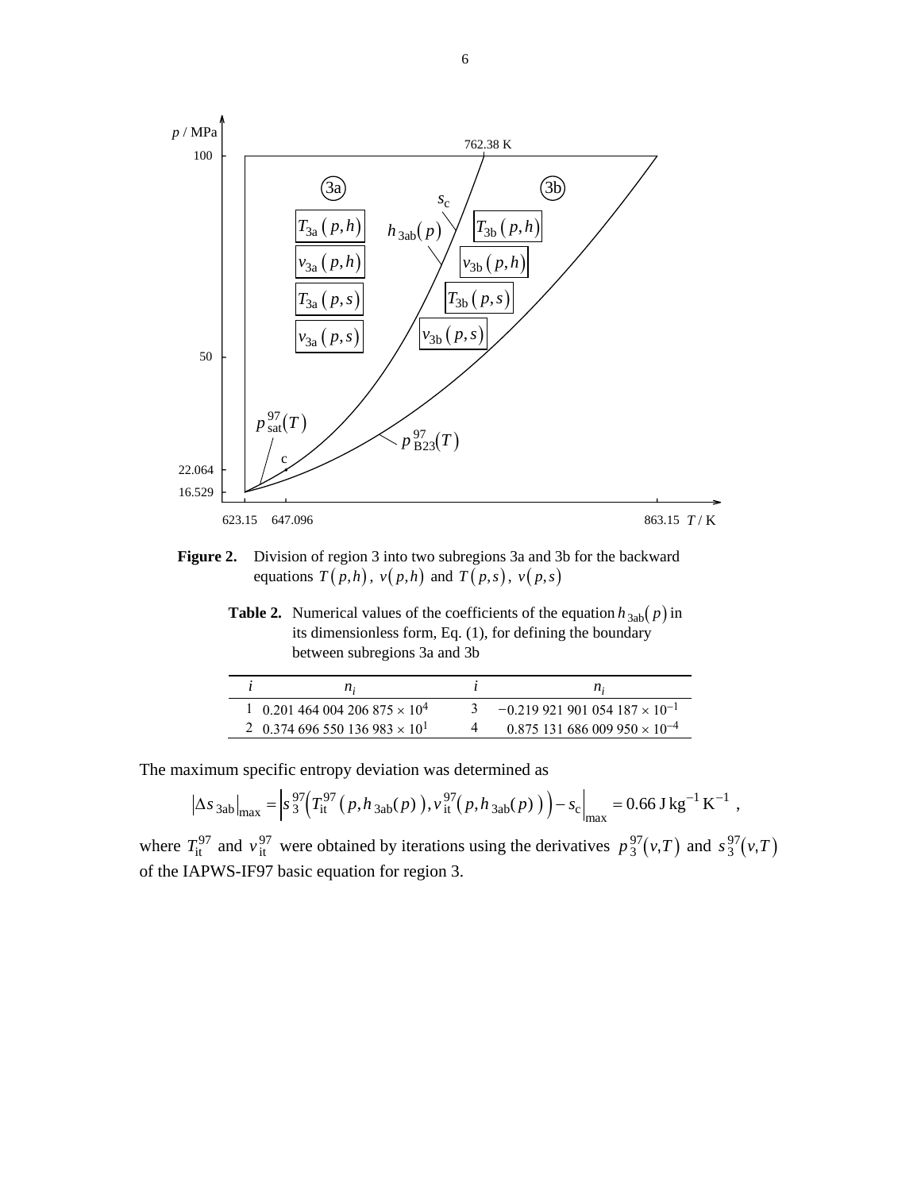**Figure 2.** Division of region 3 into two subregions 3a and 3b for the backward equations $T(p,h)$, $v(p,h)$ and $T(p,s)$, $v(p,s)$

**Table 2.** Numerical values of the coefficients of the equation $h_{3ab}(p)$ in its dimensionless form, Eq. (1), for defining the boundary between subregions 3a and 3b

| $i$ | $n_i$ | $i$ | $n_i$ |
|---|---|---|---|
| 1 | $0.201\,464\,004\,206\,875 \times 10^{4}$ | 3 | $-0.219\,921\,901\,054\,187 \times 10^{-1}$ |
| 2 | $0.374\,696\,550\,136\,983 \times 10^{1}$ | 4 | $0.875\,131\,686\,009\,950 \times 10^{-4}$ |

The maximum specific entropy deviation was determined as

$$\left|\Delta s_{3ab}\right|_{\max} = \left| s_3^{97}\Big(T_{\mathrm{it}}^{97}\left(p, h_{3ab}(p)\right), v_{\mathrm{it}}^{97}\left(p, h_{3ab}(p)\right)\Big) - s_{\mathrm{c}} \right|_{\max} = 0.66\ \mathrm{J\,kg^{-1}\,K^{-1}}\ ,$$

where $T_{\mathrm{it}}^{97}$ and $v_{\mathrm{it}}^{97}$ were obtained by iterations using the derivatives $p_3^{97}(v,T)$ and $s_3^{97}(v,T)$ of the IAPWS-IF97 basic equation for region 3.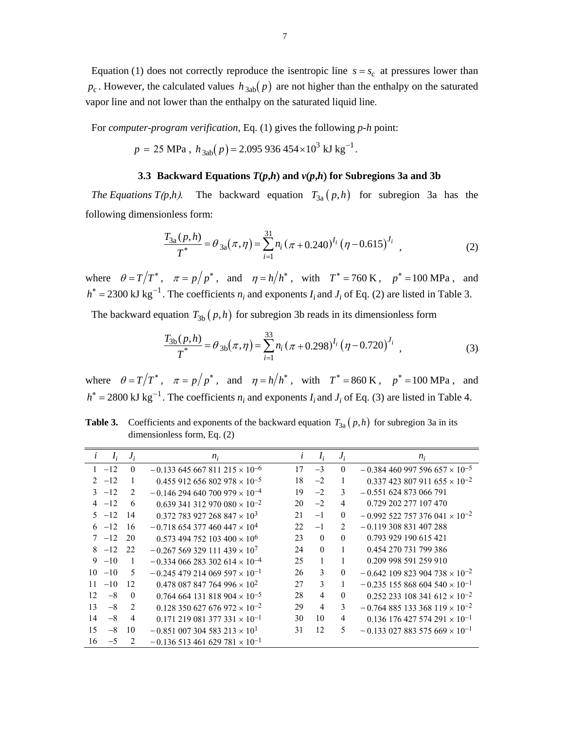Equation (1) does not correctly reproduce the isentropic line $s = s_c$ at pressures lower than $p_c$. However, the calculated values $h_{3ab}(p)$ are not higher than the enthalpy on the saturated vapor line and not lower than the enthalpy on the saturated liquid line.

For *computer-program verification*, Eq. (1) gives the following *p-h* point:

$$p = 25 \text{ MPa}, \; h_{3ab}(p) = 2.095\,936\,454 \times 10^{3} \text{ kJ kg}^{-1}.$$

### 3.3 Backward Equations *T*(*p*,*h*) and *v*(*p*,*h*) for Subregions 3a and 3b

*The Equations T(p,h).* The backward equation $T_{3a}(p,h)$ for subregion 3a has the following dimensionless form:

$$\frac{T_{3a}(p,h)}{T^*} = \theta_{3a}(\pi,\eta) = \sum_{i=1}^{31} n_i \,(\pi + 0.240)^{I_i}\,(\eta - 0.615)^{J_i} \;, \tag{2}$$

where $\theta = T/T^*$, $\pi = p/p^*$, and $\eta = h/h^*$, with $T^* = 760\text{ K}$, $p^* = 100\text{ MPa}$, and $h^* = 2300\text{ kJ kg}^{-1}$. The coefficients $n_i$ and exponents $I_i$ and $J_i$ of Eq. (2) are listed in Table 3.

The backward equation $T_{3b}(p,h)$ for subregion 3b reads in its dimensionless form

$$\frac{T_{3b}(p,h)}{T^*} = \theta_{3b}(\pi,\eta) = \sum_{i=1}^{33} n_i \,(\pi + 0.298)^{I_i}\,(\eta - 0.720)^{J_i} \;, \tag{3}$$

where $\theta = T/T^*$, $\pi = p/p^*$, and $\eta = h/h^*$, with $T^* = 860\text{ K}$, $p^* = 100\text{ MPa}$, and $h^* = 2800\text{ kJ kg}^{-1}$. The coefficients $n_i$ and exponents $I_i$ and $J_i$ of Eq. (3) are listed in Table 4.

**Table 3.** Coefficients and exponents of the backward equation $T_{3a}(p,h)$ for subregion 3a in its dimensionless form, Eq. (2)

| $i$ | $I_i$ | $J_i$ | $n_i$ | $i$ | $I_i$ | $J_i$ | $n_i$ |
|---|---|---|---|---|---|---|---|
| 1 | −12 | 0 | $-0.133\,645\,667\,811\,215 \times 10^{-6}$ | 17 | −3 | 0 | $-0.384\,460\,997\,596\,657 \times 10^{-5}$ |
| 2 | −12 | 1 | $0.455\,912\,656\,802\,978 \times 10^{-5}$ | 18 | −2 | 1 | $0.337\,423\,807\,911\,655 \times 10^{-2}$ |
| 3 | −12 | 2 | $-0.146\,294\,640\,700\,979 \times 10^{-4}$ | 19 | −2 | 3 | $-0.551\,624\,873\,066\,791$ |
| 4 | −12 | 6 | $0.639\,341\,312\,970\,080 \times 10^{-2}$ | 20 | −2 | 4 | $0.729\,202\,277\,107\,470$ |
| 5 | −12 | 14 | $0.372\,783\,927\,268\,847 \times 10^{3}$ | 21 | −1 | 0 | $-0.992\,522\,757\,376\,041 \times 10^{-2}$ |
| 6 | −12 | 16 | $-0.718\,654\,377\,460\,447 \times 10^{4}$ | 22 | −1 | 2 | $-0.119\,308\,831\,407\,288$ |
| 7 | −12 | 20 | $0.573\,494\,752\,103\,400 \times 10^{6}$ | 23 | 0 | 0 | $0.793\,929\,190\,615\,421$ |
| 8 | −12 | 22 | $-0.267\,569\,329\,111\,439 \times 10^{7}$ | 24 | 0 | 1 | $0.454\,270\,731\,799\,386$ |
| 9 | −10 | 1 | $-0.334\,066\,283\,302\,614 \times 10^{-4}$ | 25 | 1 | 1 | $0.209\,998\,591\,259\,910$ |
| 10 | −10 | 5 | $-0.245\,479\,214\,069\,597 \times 10^{-1}$ | 26 | 3 | 0 | $-0.642\,109\,823\,904\,738 \times 10^{-2}$ |
| 11 | −10 | 12 | $0.478\,087\,847\,764\,996 \times 10^{2}$ | 27 | 3 | 1 | $-0.235\,155\,868\,604\,540 \times 10^{-1}$ |
| 12 | −8 | 0 | $0.764\,664\,131\,818\,904 \times 10^{-5}$ | 28 | 4 | 0 | $0.252\,233\,108\,341\,612 \times 10^{-2}$ |
| 13 | −8 | 2 | $0.128\,350\,627\,676\,972 \times 10^{-2}$ | 29 | 4 | 3 | $-0.764\,885\,133\,368\,119 \times 10^{-2}$ |
| 14 | −8 | 4 | $0.171\,219\,081\,377\,331 \times 10^{-1}$ | 30 | 10 | 4 | $0.136\,176\,427\,574\,291 \times 10^{-1}$ |
| 15 | −8 | 10 | $-0.851\,007\,304\,583\,213 \times 10^{1}$ | 31 | 12 | 5 | $-0.133\,027\,883\,575\,669 \times 10^{-1}$ |
| 16 | −5 | 2 | $-0.136\,513\,461\,629\,781 \times 10^{-1}$ | | | | |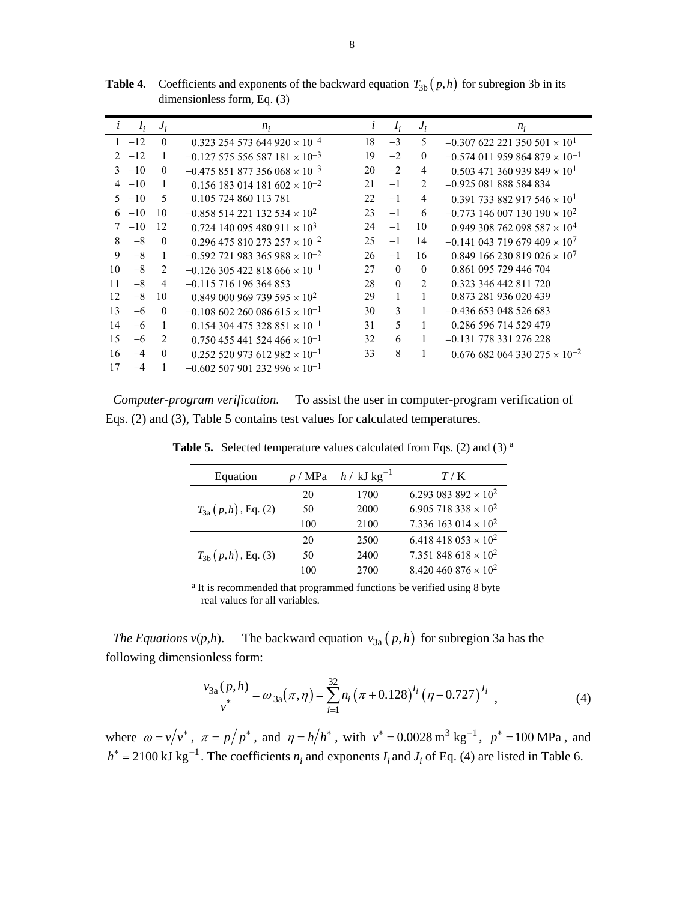**Table 4.** Coefficients and exponents of the backward equation $T_{3b}(p,h)$ for subregion 3b in its dimensionless form, Eq. (3)

| $i$ | $I_i$ | $J_i$ | $n_i$ | $i$ | $I_i$ | $J_i$ | $n_i$ |
|---|---|---|---|---|---|---|---|
| 1 | −12 | 0 | $0.323\,254\,573\,644\,920 \times 10^{-4}$ | 18 | −3 | 5 | $-0.307\,622\,221\,350\,501 \times 10^{1}$ |
| 2 | −12 | 1 | $-0.127\,575\,556\,587\,181 \times 10^{-3}$ | 19 | −2 | 0 | $-0.574\,011\,959\,864\,879 \times 10^{-1}$ |
| 3 | −10 | 0 | $-0.475\,851\,877\,356\,068 \times 10^{-3}$ | 20 | −2 | 4 | $0.503\,471\,360\,939\,849 \times 10^{1}$ |
| 4 | −10 | 1 | $0.156\,183\,014\,181\,602 \times 10^{-2}$ | 21 | −1 | 2 | $-0.925\,081\,888\,584\,834$ |
| 5 | −10 | 5 | $0.105\,724\,860\,113\,781$ | 22 | −1 | 4 | $0.391\,733\,882\,917\,546 \times 10^{1}$ |
| 6 | −10 | 10 | $-0.858\,514\,221\,132\,534 \times 10^{2}$ | 23 | −1 | 6 | $-0.773\,146\,007\,130\,190 \times 10^{2}$ |
| 7 | −10 | 12 | $0.724\,140\,095\,480\,911 \times 10^{3}$ | 24 | −1 | 10 | $0.949\,308\,762\,098\,587 \times 10^{4}$ |
| 8 | −8 | 0 | $0.296\,475\,810\,273\,257 \times 10^{-2}$ | 25 | −1 | 14 | $-0.141\,043\,719\,679\,409 \times 10^{7}$ |
| 9 | −8 | 1 | $-0.592\,721\,983\,365\,988 \times 10^{-2}$ | 26 | −1 | 16 | $0.849\,166\,230\,819\,026 \times 10^{7}$ |
| 10 | −8 | 2 | $-0.126\,305\,422\,818\,666 \times 10^{-1}$ | 27 | 0 | 0 | $0.861\,095\,729\,446\,704$ |
| 11 | −8 | 4 | $-0.115\,716\,196\,364\,853$ | 28 | 0 | 2 | $0.323\,346\,442\,811\,720$ |
| 12 | −8 | 10 | $0.849\,000\,969\,739\,595 \times 10^{2}$ | 29 | 1 | 1 | $0.873\,281\,936\,020\,439$ |
| 13 | −6 | 0 | $-0.108\,602\,260\,086\,615 \times 10^{-1}$ | 30 | 3 | 1 | $-0.436\,653\,048\,526\,683$ |
| 14 | −6 | 1 | $0.154\,304\,475\,328\,851 \times 10^{-1}$ | 31 | 5 | 1 | $0.286\,596\,714\,529\,479$ |
| 15 | −6 | 2 | $0.750\,455\,441\,524\,466 \times 10^{-1}$ | 32 | 6 | 1 | $-0.131\,778\,331\,276\,228$ |
| 16 | −4 | 0 | $0.252\,520\,973\,612\,982 \times 10^{-1}$ | 33 | 8 | 1 | $0.676\,682\,064\,330\,275 \times 10^{-2}$ |
| 17 | −4 | 1 | $-0.602\,507\,901\,232\,996 \times 10^{-1}$ | | | | |

*Computer-program verification.* To assist the user in computer-program verification of Eqs. (2) and (3), Table 5 contains test values for calculated temperatures.

**Table 5.** Selected temperature values calculated from Eqs. (2) and (3) [a]

| Equation | $p$ / MPa | $h$ / kJ kg$^{-1}$ | $T$ / K |
|---|---|---|---|
| | 20 | 1700 | $6.293\,083\,892 \times 10^{2}$ |
| $T_{3a}(p,h)$, Eq. (2) | 50 | 2000 | $6.905\,718\,338 \times 10^{2}$ |
| | 100 | 2100 | $7.336\,163\,014 \times 10^{2}$ |
| | 20 | 2500 | $6.418\,418\,053 \times 10^{2}$ |
| $T_{3b}(p,h)$, Eq. (3) | 50 | 2400 | $7.351\,848\,618 \times 10^{2}$ |
| | 100 | 2700 | $8.420\,460\,876 \times 10^{2}$ |

[a] It is recommended that programmed functions be verified using 8 byte real values for all variables.

*The Equations v(p,h).* The backward equation $v_{3a}(p,h)$ for subregion 3a has the following dimensionless form:

$$\frac{v_{3a}(p,h)}{v^*} = \omega_{3a}(\pi,\eta) = \sum_{i=1}^{32} n_i \left(\pi + 0.128\right)^{I_i} \left(\eta - 0.727\right)^{J_i} \ , \tag{4}$$

where $\omega = v/v^*$, $\pi = p/p^*$, and $\eta = h/h^*$, with $v^* = 0.0028\ \mathrm{m^3\ kg^{-1}}$, $p^* = 100$ MPa, and $h^* = 2100\ \mathrm{kJ\ kg^{-1}}$. The coefficients $n_i$ and exponents $I_i$ and $J_i$ of Eq. (4) are listed in Table 6.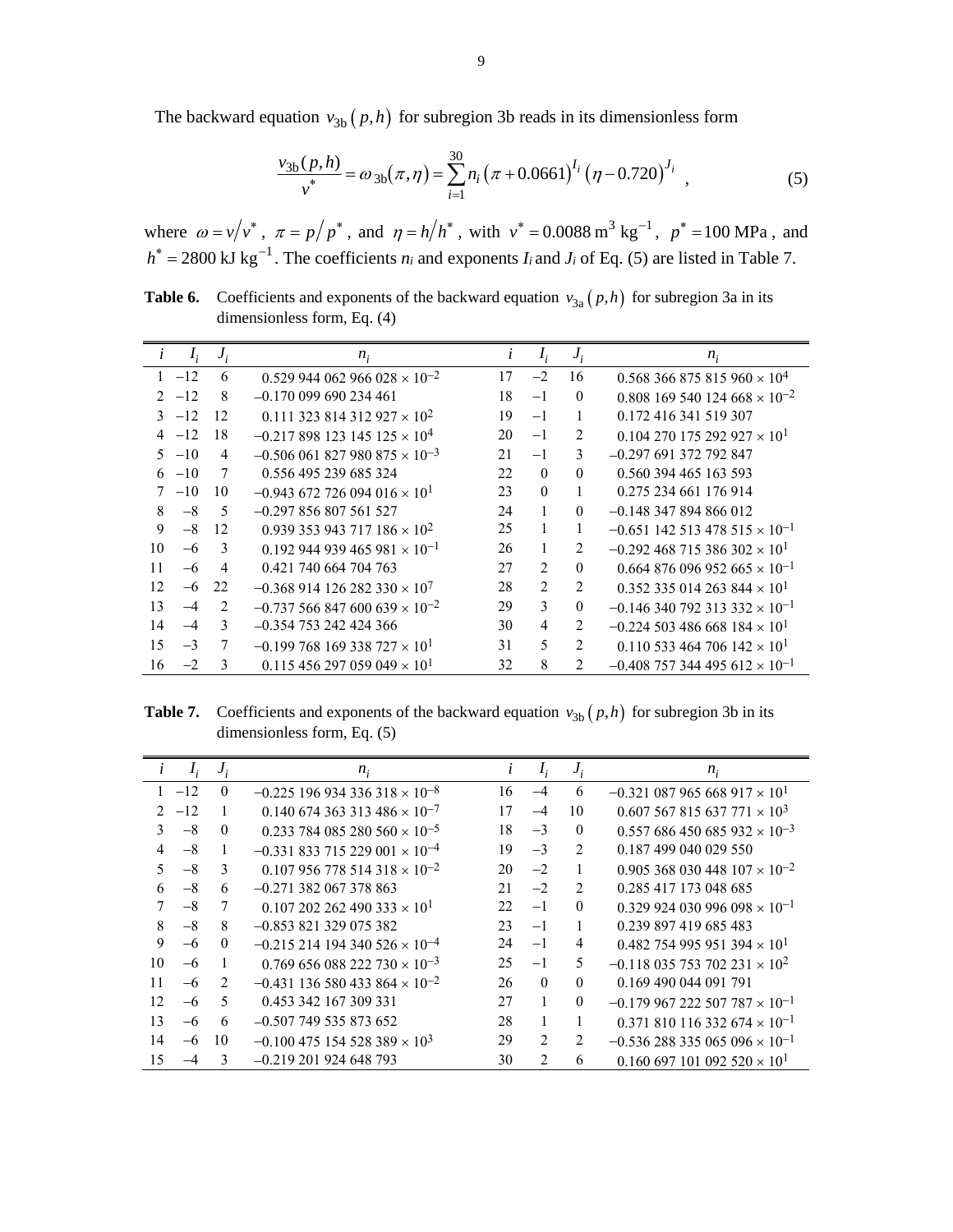The backward equation $v_{3b}(p,h)$ for subregion 3b reads in its dimensionless form

$$\frac{v_{3b}(p,h)}{v^*} = \omega_{3b}(\pi,\eta) = \sum_{i=1}^{30} n_i \left(\pi + 0.0661\right)^{I_i} \left(\eta - 0.720\right)^{J_i} , \tag{5}$$

where $\omega = v/v^*$, $\pi = p/p^*$, and $\eta = h/h^*$, with $v^* = 0.0088 \text{ m}^3 \text{ kg}^{-1}$, $p^* = 100 \text{ MPa}$, and $h^* = 2800 \text{ kJ kg}^{-1}$. The coefficients $n_i$ and exponents $I_i$ and $J_i$ of Eq. (5) are listed in Table 7.

**Table 6.** Coefficients and exponents of the backward equation $v_{3a}(p,h)$ for subregion 3a in its dimensionless form, Eq. (4)

| $i$ | $I_i$ | $J_i$ | $n_i$ | $i$ | $I_i$ | $J_i$ | $n_i$ |
|---|---|---|---|---|---|---|---|
| 1 | −12 | 6 | $0.529\,944\,062\,966\,028 \times 10^{-2}$ | 17 | −2 | 16 | $0.568\,366\,875\,815\,960 \times 10^{4}$ |
| 2 | −12 | 8 | $-0.170\,099\,690\,234\,461$ | 18 | −1 | 0 | $0.808\,169\,540\,124\,668 \times 10^{-2}$ |
| 3 | −12 | 12 | $0.111\,323\,814\,312\,927 \times 10^{2}$ | 19 | −1 | 1 | $0.172\,416\,341\,519\,307$ |
| 4 | −12 | 18 | $-0.217\,898\,123\,145\,125 \times 10^{4}$ | 20 | −1 | 2 | $0.104\,270\,175\,292\,927 \times 10^{1}$ |
| 5 | −10 | 4 | $-0.506\,061\,827\,980\,875 \times 10^{-3}$ | 21 | −1 | 3 | $-0.297\,691\,372\,792\,847$ |
| 6 | −10 | 7 | $0.556\,495\,239\,685\,324$ | 22 | 0 | 0 | $0.560\,394\,465\,163\,593$ |
| 7 | −10 | 10 | $-0.943\,672\,726\,094\,016 \times 10^{1}$ | 23 | 0 | 1 | $0.275\,234\,661\,176\,914$ |
| 8 | −8 | 5 | $-0.297\,856\,807\,561\,527$ | 24 | 1 | 0 | $-0.148\,347\,894\,866\,012$ |
| 9 | −8 | 12 | $0.939\,353\,943\,717\,186 \times 10^{2}$ | 25 | 1 | 1 | $-0.651\,142\,513\,478\,515 \times 10^{-1}$ |
| 10 | −6 | 3 | $0.192\,944\,939\,465\,981 \times 10^{-1}$ | 26 | 1 | 2 | $-0.292\,468\,715\,386\,302 \times 10^{1}$ |
| 11 | −6 | 4 | $0.421\,740\,664\,704\,763$ | 27 | 2 | 0 | $0.664\,876\,096\,952\,665 \times 10^{-1}$ |
| 12 | −6 | 22 | $-0.368\,914\,126\,282\,330 \times 10^{7}$ | 28 | 2 | 2 | $0.352\,335\,014\,263\,844 \times 10^{1}$ |
| 13 | −4 | 2 | $-0.737\,566\,847\,600\,639 \times 10^{-2}$ | 29 | 3 | 0 | $-0.146\,340\,792\,313\,332 \times 10^{-1}$ |
| 14 | −4 | 3 | $-0.354\,753\,242\,424\,366$ | 30 | 4 | 2 | $-0.224\,503\,486\,668\,184 \times 10^{1}$ |
| 15 | −3 | 7 | $-0.199\,768\,169\,338\,727 \times 10^{1}$ | 31 | 5 | 2 | $0.110\,533\,464\,706\,142 \times 10^{1}$ |
| 16 | −2 | 3 | $0.115\,456\,297\,059\,049 \times 10^{1}$ | 32 | 8 | 2 | $-0.408\,757\,344\,495\,612 \times 10^{-1}$ |

**Table 7.** Coefficients and exponents of the backward equation $v_{3b}(p,h)$ for subregion 3b in its dimensionless form, Eq. (5)

| $i$ | $I_i$ | $J_i$ | $n_i$ | $i$ | $I_i$ | $J_i$ | $n_i$ |
|---|---|---|---|---|---|---|---|
| 1 | −12 | 0 | $-0.225\,196\,934\,336\,318 \times 10^{-8}$ | 16 | −4 | 6 | $-0.321\,087\,965\,668\,917 \times 10^{1}$ |
| 2 | −12 | 1 | $0.140\,674\,363\,313\,486 \times 10^{-7}$ | 17 | −4 | 10 | $0.607\,567\,815\,637\,771 \times 10^{3}$ |
| 3 | −8 | 0 | $0.233\,784\,085\,280\,560 \times 10^{-5}$ | 18 | −3 | 0 | $0.557\,686\,450\,685\,932 \times 10^{-3}$ |
| 4 | −8 | 1 | $-0.331\,833\,715\,229\,001 \times 10^{-4}$ | 19 | −3 | 2 | $0.187\,499\,040\,029\,550$ |
| 5 | −8 | 3 | $0.107\,956\,778\,514\,318 \times 10^{-2}$ | 20 | −2 | 1 | $0.905\,368\,030\,448\,107 \times 10^{-2}$ |
| 6 | −8 | 6 | $-0.271\,382\,067\,378\,863$ | 21 | −2 | 2 | $0.285\,417\,173\,048\,685$ |
| 7 | −8 | 7 | $0.107\,202\,262\,490\,333 \times 10^{1}$ | 22 | −1 | 0 | $0.329\,924\,030\,996\,098 \times 10^{-1}$ |
| 8 | −8 | 8 | $-0.853\,821\,329\,075\,382$ | 23 | −1 | 1 | $0.239\,897\,419\,685\,483$ |
| 9 | −6 | 0 | $-0.215\,214\,194\,340\,526 \times 10^{-4}$ | 24 | −1 | 4 | $0.482\,754\,995\,951\,394 \times 10^{1}$ |
| 10 | −6 | 1 | $0.769\,656\,088\,222\,730 \times 10^{-3}$ | 25 | −1 | 5 | $-0.118\,035\,753\,702\,231 \times 10^{2}$ |
| 11 | −6 | 2 | $-0.431\,136\,580\,433\,864 \times 10^{-2}$ | 26 | 0 | 0 | $0.169\,490\,044\,091\,791$ |
| 12 | −6 | 5 | $0.453\,342\,167\,309\,331$ | 27 | 1 | 0 | $-0.179\,967\,222\,507\,787 \times 10^{-1}$ |
| 13 | −6 | 6 | $-0.507\,749\,535\,873\,652$ | 28 | 1 | 1 | $0.371\,810\,116\,332\,674 \times 10^{-1}$ |
| 14 | −6 | 10 | $-0.100\,475\,154\,528\,389 \times 10^{3}$ | 29 | 2 | 2 | $-0.536\,288\,335\,065\,096 \times 10^{-1}$ |
| 15 | −4 | 3 | $-0.219\,201\,924\,648\,793$ | 30 | 2 | 6 | $0.160\,697\,101\,092\,520 \times 10^{1}$ |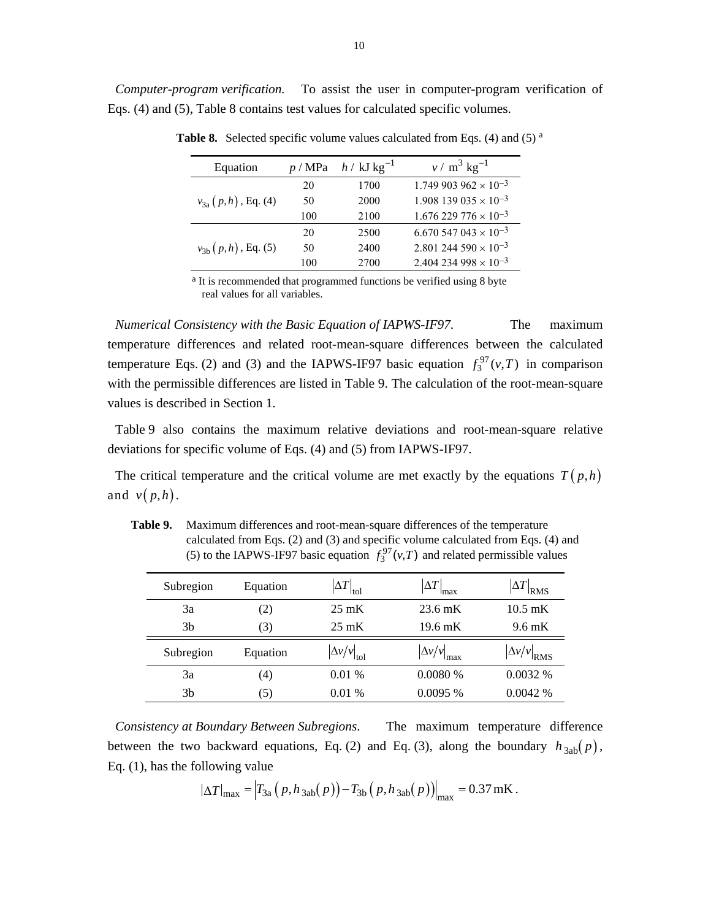*Computer-program verification.* To assist the user in computer-program verification of Eqs. (4) and (5), Table 8 contains test values for calculated specific volumes.

**Table 8.** Selected specific volume values calculated from Eqs. (4) and (5) [a]

| Equation | $p$ / MPa | $h$ / kJ kg$^{-1}$ | $v$ / m$^3$ kg$^{-1}$ |
|---|---|---|---|
| $v_{3a}(p,h)$, Eq. (4) | 20 | 1700 | $1.749\,903\,962 \times 10^{-3}$ |
| | 50 | 2000 | $1.908\,139\,035 \times 10^{-3}$ |
| | 100 | 2100 | $1.676\,229\,776 \times 10^{-3}$ |
| $v_{3b}(p,h)$, Eq. (5) | 20 | 2500 | $6.670\,547\,043 \times 10^{-3}$ |
| | 50 | 2400 | $2.801\,244\,590 \times 10^{-3}$ |
| | 100 | 2700 | $2.404\,234\,998 \times 10^{-3}$ |

[a] It is recommended that programmed functions be verified using 8 byte real values for all variables.

*Numerical Consistency with the Basic Equation of IAPWS-IF97.* The maximum temperature differences and related root-mean-square differences between the calculated temperature Eqs. (2) and (3) and the IAPWS-IF97 basic equation $f_3^{97}(v,T)$ in comparison with the permissible differences are listed in Table 9. The calculation of the root-mean-square values is described in Section 1.

Table 9 also contains the maximum relative deviations and root-mean-square relative deviations for specific volume of Eqs. (4) and (5) from IAPWS-IF97.

The critical temperature and the critical volume are met exactly by the equations $T(p,h)$ and $v(p,h)$.

**Table 9.** Maximum differences and root-mean-square differences of the temperature calculated from Eqs. (2) and (3) and specific volume calculated from Eqs. (4) and (5) to the IAPWS-IF97 basic equation $f_3^{97}(v,T)$ and related permissible values

| Subregion | Equation | $\lvert\Delta T\rvert_{\mathrm{tol}}$ | $\lvert\Delta T\rvert_{\mathrm{max}}$ | $\lvert\Delta T\rvert_{\mathrm{RMS}}$ |
|---|---|---|---|---|
| 3a | (2) | 25 mK | 23.6 mK | 10.5 mK |
| 3b | (3) | 25 mK | 19.6 mK | 9.6 mK |
| **Subregion** | **Equation** | $\lvert\Delta v/v\rvert_{\mathrm{tol}}$ | $\lvert\Delta v/v\rvert_{\mathrm{max}}$ | $\lvert\Delta v/v\rvert_{\mathrm{RMS}}$ |
| 3a | (4) | 0.01 % | 0.0080 % | 0.0032 % |
| 3b | (5) | 0.01 % | 0.0095 % | 0.0042 % |

*Consistency at Boundary Between Subregions.* The maximum temperature difference between the two backward equations, Eq. (2) and Eq. (3), along the boundary $h_{3ab}(p)$, Eq. (1), has the following value

$$\lvert\Delta T\rvert_{\max} = \left| T_{3a}\left(p, h_{3ab}(p)\right) - T_{3b}\left(p, h_{3ab}(p)\right)\right|_{\max} = 0.37\,\mathrm{mK}\,.$$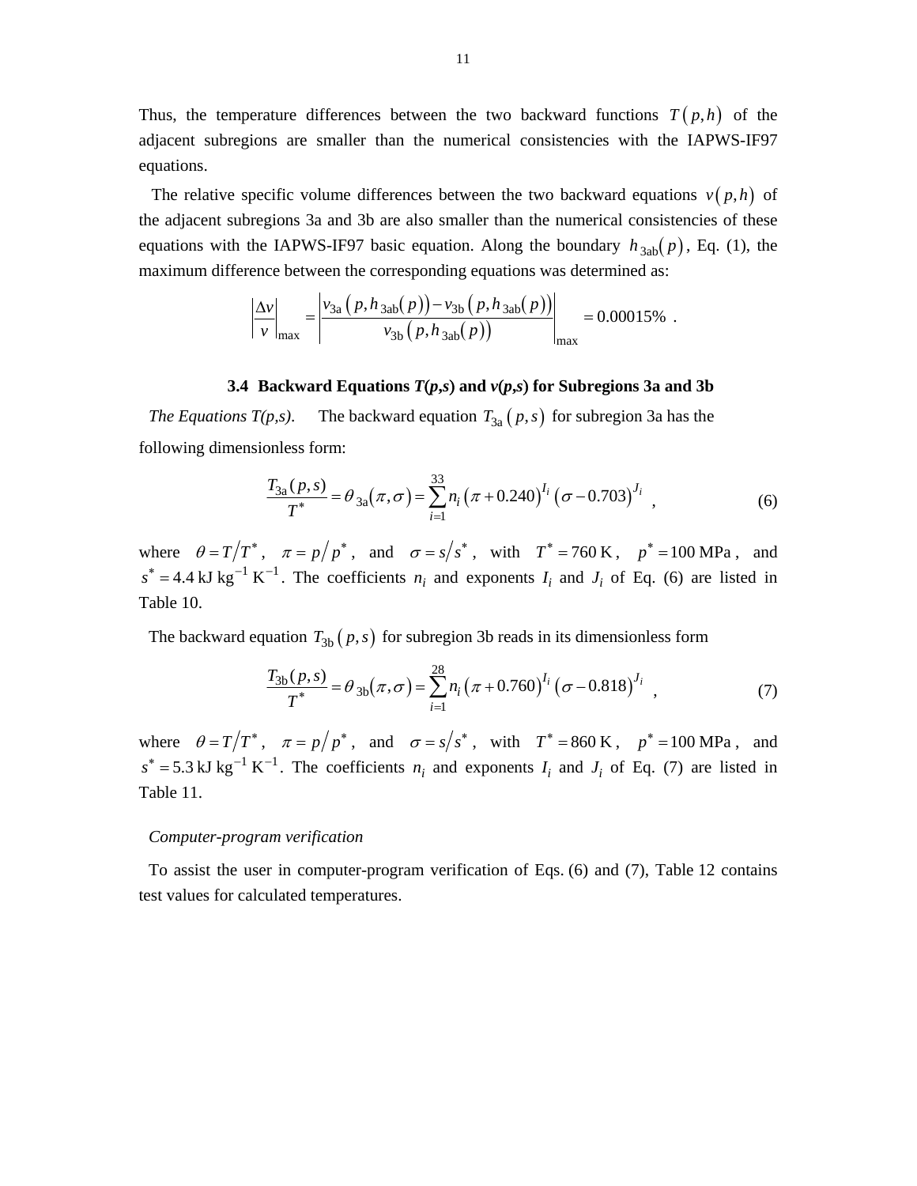Thus, the temperature differences between the two backward functions $T(p,h)$ of the adjacent subregions are smaller than the numerical consistencies with the IAPWS-IF97 equations.

The relative specific volume differences between the two backward equations $v(p,h)$ of the adjacent subregions 3a and 3b are also smaller than the numerical consistencies of these equations with the IAPWS-IF97 basic equation. Along the boundary $h_{3ab}(p)$, Eq. (1), the maximum difference between the corresponding equations was determined as:

$$\left|\frac{\Delta v}{v}\right|_{\max} = \left|\frac{v_{3a}\left(p, h_{3ab}(p)\right) - v_{3b}\left(p, h_{3ab}(p)\right)}{v_{3b}\left(p, h_{3ab}(p)\right)}\right|_{\max} = 0.00015\% \ .$$

### 3.4 Backward Equations *T*(*p*,*s*) and *v*(*p*,*s*) for Subregions 3a and 3b

*The Equations T(p,s).* The backward equation $T_{3a}(p,s)$ for subregion 3a has the following dimensionless form:

$$\frac{T_{3a}(p,s)}{T^*} = \theta_{3a}(\pi,\sigma) = \sum_{i=1}^{33} n_i \left(\pi + 0.240\right)^{I_i} \left(\sigma - 0.703\right)^{J_i} \ , \tag{6}$$

where $\theta = T/T^*$, $\pi = p/p^*$, and $\sigma = s/s^*$, with $T^* = 760\ \mathrm{K}$, $p^* = 100\ \mathrm{MPa}$, and $s^* = 4.4\ \mathrm{kJ\ kg^{-1}\ K^{-1}}$. The coefficients $n_i$ and exponents $I_i$ and $J_i$ of Eq. (6) are listed in Table 10.

The backward equation $T_{3b}(p,s)$ for subregion 3b reads in its dimensionless form

$$\frac{T_{3b}(p,s)}{T^*} = \theta_{3b}(\pi,\sigma) = \sum_{i=1}^{28} n_i \left(\pi + 0.760\right)^{I_i} \left(\sigma - 0.818\right)^{J_i} \ , \tag{7}$$

where $\theta = T/T^*$, $\pi = p/p^*$, and $\sigma = s/s^*$, with $T^* = 860\ \mathrm{K}$, $p^* = 100\ \mathrm{MPa}$, and $s^* = 5.3\ \mathrm{kJ\ kg^{-1}\ K^{-1}}$. The coefficients $n_i$ and exponents $I_i$ and $J_i$ of Eq. (7) are listed in Table 11.

*Computer-program verification*

To assist the user in computer-program verification of Eqs. (6) and (7), Table 12 contains test values for calculated temperatures.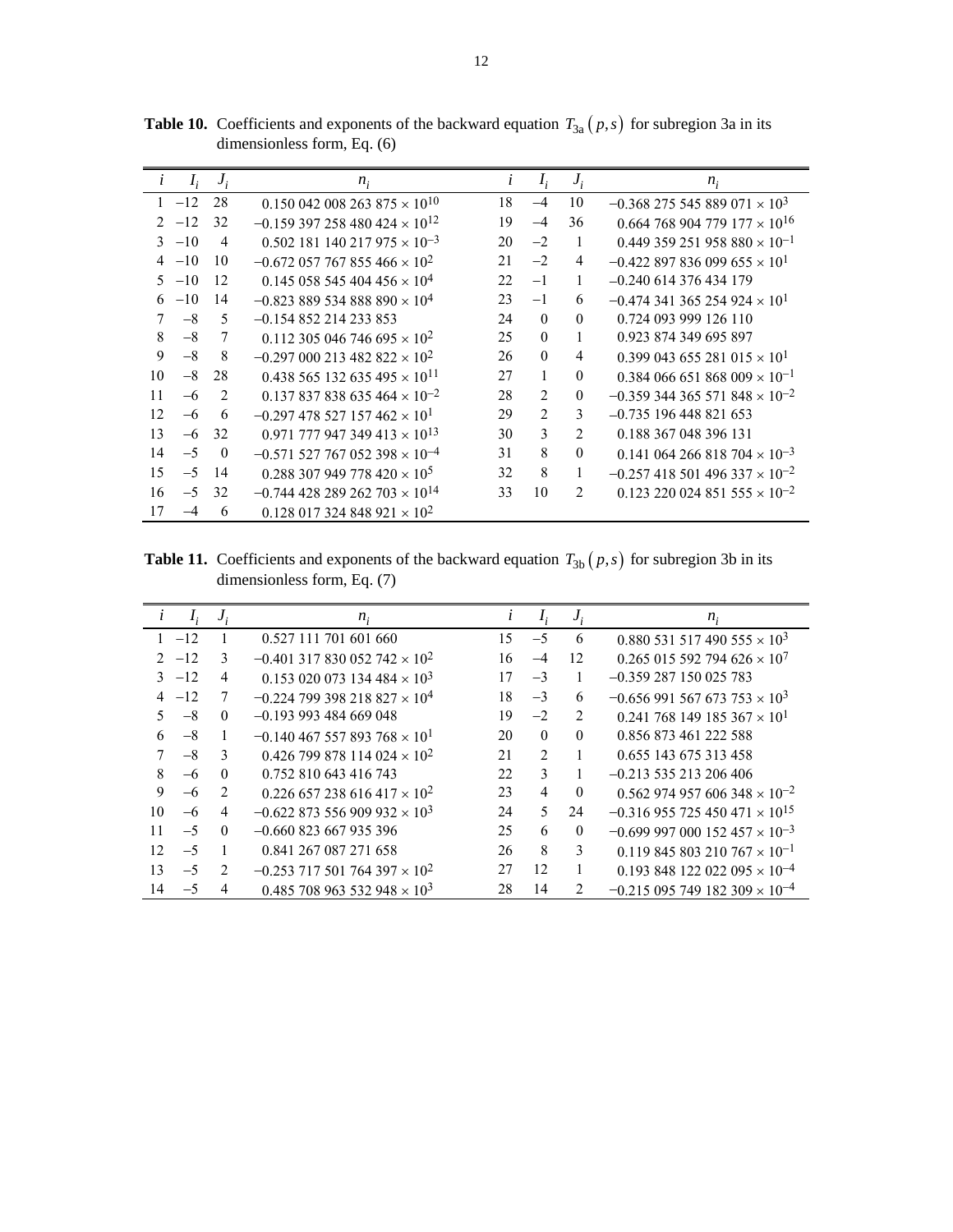**Table 10.** Coefficients and exponents of the backward equation $T_{3a}(p,s)$ for subregion 3a in its dimensionless form, Eq. (6)

| $i$ | $I_i$ | $J_i$ | $n_i$ | $i$ | $I_i$ | $J_i$ | $n_i$ |
|---|---|---|---|---|---|---|---|
| 1 | −12 | 28 | $0.150\,042\,008\,263\,875 \times 10^{10}$ | 18 | −4 | 10 | $-0.368\,275\,545\,889\,071 \times 10^{3}$ |
| 2 | −12 | 32 | $-0.159\,397\,258\,480\,424 \times 10^{12}$ | 19 | −4 | 36 | $0.664\,768\,904\,779\,177 \times 10^{16}$ |
| 3 | −10 | 4 | $0.502\,181\,140\,217\,975 \times 10^{-3}$ | 20 | −2 | 1 | $0.449\,359\,251\,958\,880 \times 10^{-1}$ |
| 4 | −10 | 10 | $-0.672\,057\,767\,855\,466 \times 10^{2}$ | 21 | −2 | 4 | $-0.422\,897\,836\,099\,655 \times 10^{1}$ |
| 5 | −10 | 12 | $0.145\,058\,545\,404\,456 \times 10^{4}$ | 22 | −1 | 1 | $-0.240\,614\,376\,434\,179$ |
| 6 | −10 | 14 | $-0.823\,889\,534\,888\,890 \times 10^{4}$ | 23 | −1 | 6 | $-0.474\,341\,365\,254\,924 \times 10^{1}$ |
| 7 | −8 | 5 | $-0.154\,852\,214\,233\,853$ | 24 | 0 | 0 | $0.724\,093\,999\,126\,110$ |
| 8 | −8 | 7 | $0.112\,305\,046\,746\,695 \times 10^{2}$ | 25 | 0 | 1 | $0.923\,874\,349\,695\,897$ |
| 9 | −8 | 8 | $-0.297\,000\,213\,482\,822 \times 10^{2}$ | 26 | 0 | 4 | $0.399\,043\,655\,281\,015 \times 10^{1}$ |
| 10 | −8 | 28 | $0.438\,565\,132\,635\,495 \times 10^{11}$ | 27 | 1 | 0 | $0.384\,066\,651\,868\,009 \times 10^{-1}$ |
| 11 | −6 | 2 | $0.137\,837\,838\,635\,464 \times 10^{-2}$ | 28 | 2 | 0 | $-0.359\,344\,365\,571\,848 \times 10^{-2}$ |
| 12 | −6 | 6 | $-0.297\,478\,527\,157\,462 \times 10^{1}$ | 29 | 2 | 3 | $-0.735\,196\,448\,821\,653$ |
| 13 | −6 | 32 | $0.971\,777\,947\,349\,413 \times 10^{13}$ | 30 | 3 | 2 | $0.188\,367\,048\,396\,131$ |
| 14 | −5 | 0 | $-0.571\,527\,767\,052\,398 \times 10^{-4}$ | 31 | 8 | 0 | $0.141\,064\,266\,818\,704 \times 10^{-3}$ |
| 15 | −5 | 14 | $0.288\,307\,949\,778\,420 \times 10^{5}$ | 32 | 8 | 1 | $-0.257\,418\,501\,496\,337 \times 10^{-2}$ |
| 16 | −5 | 32 | $-0.744\,428\,289\,262\,703 \times 10^{14}$ | 33 | 10 | 2 | $0.123\,220\,024\,851\,555 \times 10^{-2}$ |
| 17 | −4 | 6 | $0.128\,017\,324\,848\,921 \times 10^{2}$ | | | | |

**Table 11.** Coefficients and exponents of the backward equation $T_{3b}(p,s)$ for subregion 3b in its dimensionless form, Eq. (7)

| $i$ | $I_i$ | $J_i$ | $n_i$ | $i$ | $I_i$ | $J_i$ | $n_i$ |
|---|---|---|---|---|---|---|---|
| 1 | −12 | 1 | $0.527\,111\,701\,601\,660$ | 15 | −5 | 6 | $0.880\,531\,517\,490\,555 \times 10^{3}$ |
| 2 | −12 | 3 | $-0.401\,317\,830\,052\,742 \times 10^{2}$ | 16 | −4 | 12 | $0.265\,015\,592\,794\,626 \times 10^{7}$ |
| 3 | −12 | 4 | $0.153\,020\,073\,134\,484 \times 10^{3}$ | 17 | −3 | 1 | $-0.359\,287\,150\,025\,783$ |
| 4 | −12 | 7 | $-0.224\,799\,398\,218\,827 \times 10^{4}$ | 18 | −3 | 6 | $-0.656\,991\,567\,673\,753 \times 10^{3}$ |
| 5 | −8 | 0 | $-0.193\,993\,484\,669\,048$ | 19 | −2 | 2 | $0.241\,768\,149\,185\,367 \times 10^{1}$ |
| 6 | −8 | 1 | $-0.140\,467\,557\,893\,768 \times 10^{1}$ | 20 | 0 | 0 | $0.856\,873\,461\,222\,588$ |
| 7 | −8 | 3 | $0.426\,799\,878\,114\,024 \times 10^{2}$ | 21 | 2 | 1 | $0.655\,143\,675\,313\,458$ |
| 8 | −6 | 0 | $0.752\,810\,643\,416\,743$ | 22 | 3 | 1 | $-0.213\,535\,213\,206\,406$ |
| 9 | −6 | 2 | $0.226\,657\,238\,616\,417 \times 10^{2}$ | 23 | 4 | 0 | $0.562\,974\,957\,606\,348 \times 10^{-2}$ |
| 10 | −6 | 4 | $-0.622\,873\,556\,909\,932 \times 10^{3}$ | 24 | 5 | 24 | $-0.316\,955\,725\,450\,471 \times 10^{15}$ |
| 11 | −5 | 0 | $-0.660\,823\,667\,935\,396$ | 25 | 6 | 0 | $-0.699\,997\,000\,152\,457 \times 10^{-3}$ |
| 12 | −5 | 1 | $0.841\,267\,087\,271\,658$ | 26 | 8 | 3 | $0.119\,845\,803\,210\,767 \times 10^{-1}$ |
| 13 | −5 | 2 | $-0.253\,717\,501\,764\,397 \times 10^{2}$ | 27 | 12 | 1 | $0.193\,848\,122\,022\,095 \times 10^{-4}$ |
| 14 | −5 | 4 | $0.485\,708\,963\,532\,948 \times 10^{3}$ | 28 | 14 | 2 | $-0.215\,095\,749\,182\,309 \times 10^{-4}$ |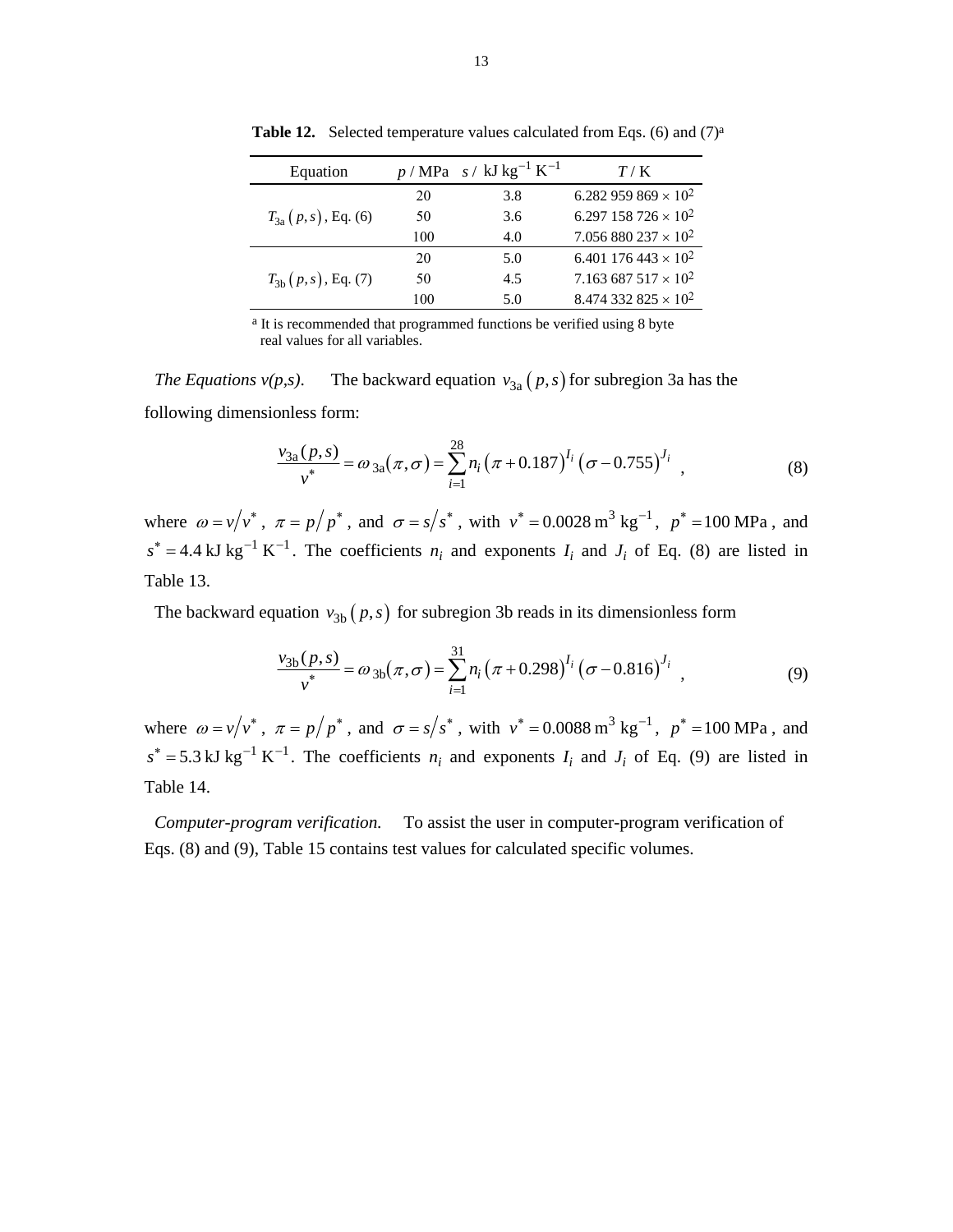**Table 12.** Selected temperature values calculated from Eqs. (6) and (7)[a]

| Equation | $p$ / MPa | $s$ / kJ kg$^{-1}$ K$^{-1}$ | $T$ / K |
|---|---|---|---|
| $T_{3a}(p,s)$, Eq. (6) | 20 | 3.8 | $6.282\,959\,869 \times 10^2$ |
| | 50 | 3.6 | $6.297\,158\,726 \times 10^2$ |
| | 100 | 4.0 | $7.056\,880\,237 \times 10^2$ |
| $T_{3b}(p,s)$, Eq. (7) | 20 | 5.0 | $6.401\,176\,443 \times 10^2$ |
| | 50 | 4.5 | $7.163\,687\,517 \times 10^2$ |
| | 100 | 5.0 | $8.474\,332\,825 \times 10^2$ |

[a] It is recommended that programmed functions be verified using 8 byte real values for all variables.

*The Equations v(p,s).* The backward equation $v_{3a}(p,s)$ for subregion 3a has the following dimensionless form:

$$\frac{v_{3a}(p,s)}{v^*} = \omega_{3a}(\pi,\sigma) = \sum_{i=1}^{28} n_i \left(\pi + 0.187\right)^{I_i} \left(\sigma - 0.755\right)^{J_i} , \tag{8}$$

where $\omega = v/v^*$, $\pi = p/p^*$, and $\sigma = s/s^*$, with $v^* = 0.0028\ \mathrm{m^3\ kg^{-1}}$, $p^* = 100\ \mathrm{MPa}$, and $s^* = 4.4\ \mathrm{kJ\ kg^{-1}\ K^{-1}}$. The coefficients $n_i$ and exponents $I_i$ and $J_i$ of Eq. (8) are listed in Table 13.

The backward equation $v_{3b}(p,s)$ for subregion 3b reads in its dimensionless form

$$\frac{v_{3b}(p,s)}{v^*} = \omega_{3b}(\pi,\sigma) = \sum_{i=1}^{31} n_i \left(\pi + 0.298\right)^{I_i} \left(\sigma - 0.816\right)^{J_i} , \tag{9}$$

where $\omega = v/v^*$, $\pi = p/p^*$, and $\sigma = s/s^*$, with $v^* = 0.0088\ \mathrm{m^3\ kg^{-1}}$, $p^* = 100\ \mathrm{MPa}$, and $s^* = 5.3\ \mathrm{kJ\ kg^{-1}\ K^{-1}}$. The coefficients $n_i$ and exponents $I_i$ and $J_i$ of Eq. (9) are listed in Table 14.

*Computer-program verification.* To assist the user in computer-program verification of Eqs. (8) and (9), Table 15 contains test values for calculated specific volumes.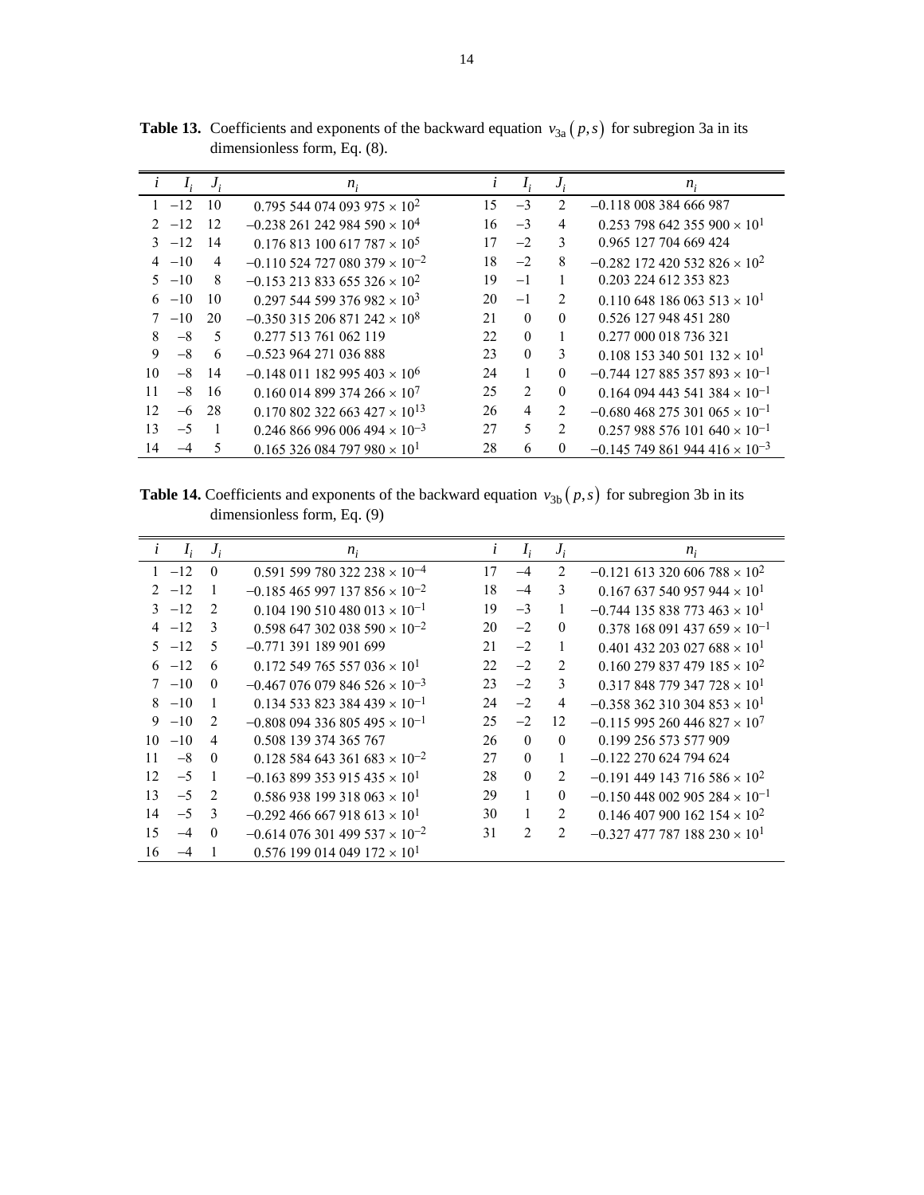**Table 13.** Coefficients and exponents of the backward equation $v_{3a}(p,s)$ for subregion 3a in its dimensionless form, Eq. (8).

| $i$ | $I_i$ | $J_i$ | $n_i$ | $i$ | $I_i$ | $J_i$ | $n_i$ |
|---|---|---|---|---|---|---|---|
| 1 | −12 | 10 | $0.795\,544\,074\,093\,975 \times 10^{2}$ | 15 | −3 | 2 | $-0.118\,008\,384\,666\,987$ |
| 2 | −12 | 12 | $-0.238\,261\,242\,984\,590 \times 10^{4}$ | 16 | −3 | 4 | $0.253\,798\,642\,355\,900 \times 10^{1}$ |
| 3 | −12 | 14 | $0.176\,813\,100\,617\,787 \times 10^{5}$ | 17 | −2 | 3 | $0.965\,127\,704\,669\,424$ |
| 4 | −10 | 4 | $-0.110\,524\,727\,080\,379 \times 10^{-2}$ | 18 | −2 | 8 | $-0.282\,172\,420\,532\,826 \times 10^{2}$ |
| 5 | −10 | 8 | $-0.153\,213\,833\,655\,326 \times 10^{2}$ | 19 | −1 | 1 | $0.203\,224\,612\,353\,823$ |
| 6 | −10 | 10 | $0.297\,544\,599\,376\,982 \times 10^{3}$ | 20 | −1 | 2 | $0.110\,648\,186\,063\,513 \times 10^{1}$ |
| 7 | −10 | 20 | $-0.350\,315\,206\,871\,242 \times 10^{8}$ | 21 | 0 | 0 | $0.526\,127\,948\,451\,280$ |
| 8 | −8 | 5 | $0.277\,513\,761\,062\,119$ | 22 | 0 | 1 | $0.277\,000\,018\,736\,321$ |
| 9 | −8 | 6 | $-0.523\,964\,271\,036\,888$ | 23 | 0 | 3 | $0.108\,153\,340\,501\,132 \times 10^{1}$ |
| 10 | −8 | 14 | $-0.148\,011\,182\,995\,403 \times 10^{6}$ | 24 | 1 | 0 | $-0.744\,127\,885\,357\,893 \times 10^{-1}$ |
| 11 | −8 | 16 | $0.160\,014\,899\,374\,266 \times 10^{7}$ | 25 | 2 | 0 | $0.164\,094\,443\,541\,384 \times 10^{-1}$ |
| 12 | −6 | 28 | $0.170\,802\,322\,663\,427 \times 10^{13}$ | 26 | 4 | 2 | $-0.680\,468\,275\,301\,065 \times 10^{-1}$ |
| 13 | −5 | 1 | $0.246\,866\,996\,006\,494 \times 10^{-3}$ | 27 | 5 | 2 | $0.257\,988\,576\,101\,640 \times 10^{-1}$ |
| 14 | −4 | 5 | $0.165\,326\,084\,797\,980 \times 10^{1}$ | 28 | 6 | 0 | $-0.145\,749\,861\,944\,416 \times 10^{-3}$ |

**Table 14.** Coefficients and exponents of the backward equation $v_{3b}(p,s)$ for subregion 3b in its dimensionless form, Eq. (9)

| $i$ | $I_i$ | $J_i$ | $n_i$ | $i$ | $I_i$ | $J_i$ | $n_i$ |
|---|---|---|---|---|---|---|---|
| 1 | −12 | 0 | $0.591\,599\,780\,322\,238 \times 10^{-4}$ | 17 | −4 | 2 | $-0.121\,613\,320\,606\,788 \times 10^{2}$ |
| 2 | −12 | 1 | $-0.185\,465\,997\,137\,856 \times 10^{-2}$ | 18 | −4 | 3 | $0.167\,637\,540\,957\,944 \times 10^{1}$ |
| 3 | −12 | 2 | $0.104\,190\,510\,480\,013 \times 10^{-1}$ | 19 | −3 | 1 | $-0.744\,135\,838\,773\,463 \times 10^{1}$ |
| 4 | −12 | 3 | $0.598\,647\,302\,038\,590 \times 10^{-2}$ | 20 | −2 | 0 | $0.378\,168\,091\,437\,659 \times 10^{-1}$ |
| 5 | −12 | 5 | $-0.771\,391\,189\,901\,699$ | 21 | −2 | 1 | $0.401\,432\,203\,027\,688 \times 10^{1}$ |
| 6 | −12 | 6 | $0.172\,549\,765\,557\,036 \times 10^{1}$ | 22 | −2 | 2 | $0.160\,279\,837\,479\,185 \times 10^{2}$ |
| 7 | −10 | 0 | $-0.467\,076\,079\,846\,526 \times 10^{-3}$ | 23 | −2 | 3 | $0.317\,848\,779\,347\,728 \times 10^{1}$ |
| 8 | −10 | 1 | $0.134\,533\,823\,384\,439 \times 10^{-1}$ | 24 | −2 | 4 | $-0.358\,362\,310\,304\,853 \times 10^{1}$ |
| 9 | −10 | 2 | $-0.808\,094\,336\,805\,495 \times 10^{-1}$ | 25 | −2 | 12 | $-0.115\,995\,260\,446\,827 \times 10^{7}$ |
| 10 | −10 | 4 | $0.508\,139\,374\,365\,767$ | 26 | 0 | 0 | $0.199\,256\,573\,577\,909$ |
| 11 | −8 | 0 | $0.128\,584\,643\,361\,683 \times 10^{-2}$ | 27 | 0 | 1 | $-0.122\,270\,624\,794\,624$ |
| 12 | −5 | 1 | $-0.163\,899\,353\,915\,435 \times 10^{1}$ | 28 | 0 | 2 | $-0.191\,449\,143\,716\,586 \times 10^{2}$ |
| 13 | −5 | 2 | $0.586\,938\,199\,318\,063 \times 10^{1}$ | 29 | 1 | 0 | $-0.150\,448\,002\,905\,284 \times 10^{-1}$ |
| 14 | −5 | 3 | $-0.292\,466\,667\,918\,613 \times 10^{1}$ | 30 | 1 | 2 | $0.146\,407\,900\,162\,154 \times 10^{2}$ |
| 15 | −4 | 0 | $-0.614\,076\,301\,499\,537 \times 10^{-2}$ | 31 | 2 | 2 | $-0.327\,477\,787\,188\,230 \times 10^{1}$ |
| 16 | −4 | 1 | $0.576\,199\,014\,049\,172 \times 10^{1}$ | | | | |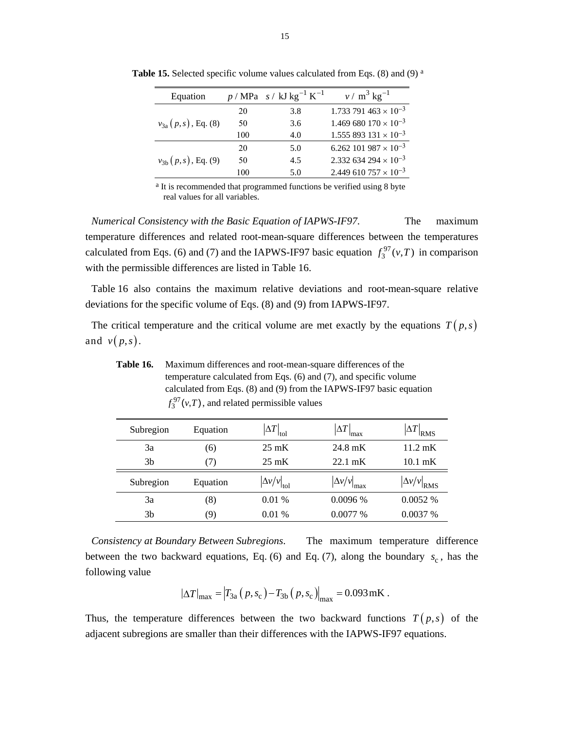**Table 15.** Selected specific volume values calculated from Eqs. (8) and (9) [a]

| Equation | $p$ / MPa | $s$ / kJ kg$^{-1}$ K$^{-1}$ | $v$ / m$^3$ kg$^{-1}$ |
|---|---|---|---|
| $v_{3a}(p,s)$, Eq. (8) | 20 | 3.8 | $1.733\,791\,463 \times 10^{-3}$ |
| | 50 | 3.6 | $1.469\,680\,170 \times 10^{-3}$ |
| | 100 | 4.0 | $1.555\,893\,131 \times 10^{-3}$ |
| $v_{3b}(p,s)$, Eq. (9) | 20 | 5.0 | $6.262\,101\,987 \times 10^{-3}$ |
| | 50 | 4.5 | $2.332\,634\,294 \times 10^{-3}$ |
| | 100 | 5.0 | $2.449\,610\,757 \times 10^{-3}$ |

[a] It is recommended that programmed functions be verified using 8 byte real values for all variables.

*Numerical Consistency with the Basic Equation of IAPWS-IF97.* The maximum temperature differences and related root-mean-square differences between the temperatures calculated from Eqs. (6) and (7) and the IAPWS-IF97 basic equation $f_3^{97}(v,T)$ in comparison with the permissible differences are listed in Table 16.

Table 16 also contains the maximum relative deviations and root-mean-square relative deviations for the specific volume of Eqs. (8) and (9) from IAPWS-IF97.

The critical temperature and the critical volume are met exactly by the equations $T(p,s)$ and $v(p,s)$.

**Table 16.** Maximum differences and root-mean-square differences of the temperature calculated from Eqs. (6) and (7), and specific volume calculated from Eqs. (8) and (9) from the IAPWS-IF97 basic equation $f_3^{97}(v,T)$, and related permissible values

| Subregion | Equation | $\lvert\Delta T\rvert_{\mathrm{tol}}$ | $\lvert\Delta T\rvert_{\mathrm{max}}$ | $\lvert\Delta T\rvert_{\mathrm{RMS}}$ |
|---|---|---|---|---|
| 3a | (6) | 25 mK | 24.8 mK | 11.2 mK |
| 3b | (7) | 25 mK | 22.1 mK | 10.1 mK |
| **Subregion** | **Equation** | $\lvert\Delta v/v\rvert_{\mathrm{tol}}$ | $\lvert\Delta v/v\rvert_{\mathrm{max}}$ | $\lvert\Delta v/v\rvert_{\mathrm{RMS}}$ |
| 3a | (8) | 0.01 % | 0.0096 % | 0.0052 % |
| 3b | (9) | 0.01 % | 0.0077 % | 0.0037 % |

*Consistency at Boundary Between Subregions.* The maximum temperature difference between the two backward equations, Eq. (6) and Eq. (7), along the boundary $s_c$, has the following value

$$\lvert\Delta T\rvert_{\mathrm{max}} = \left\lvert T_{3a}(p,s_c) - T_{3b}(p,s_c)\right\rvert_{\mathrm{max}} = 0.093\,\mathrm{mK}\,.$$

Thus, the temperature differences between the two backward functions $T(p,s)$ of the adjacent subregions are smaller than their differences with the IAPWS-IF97 equations.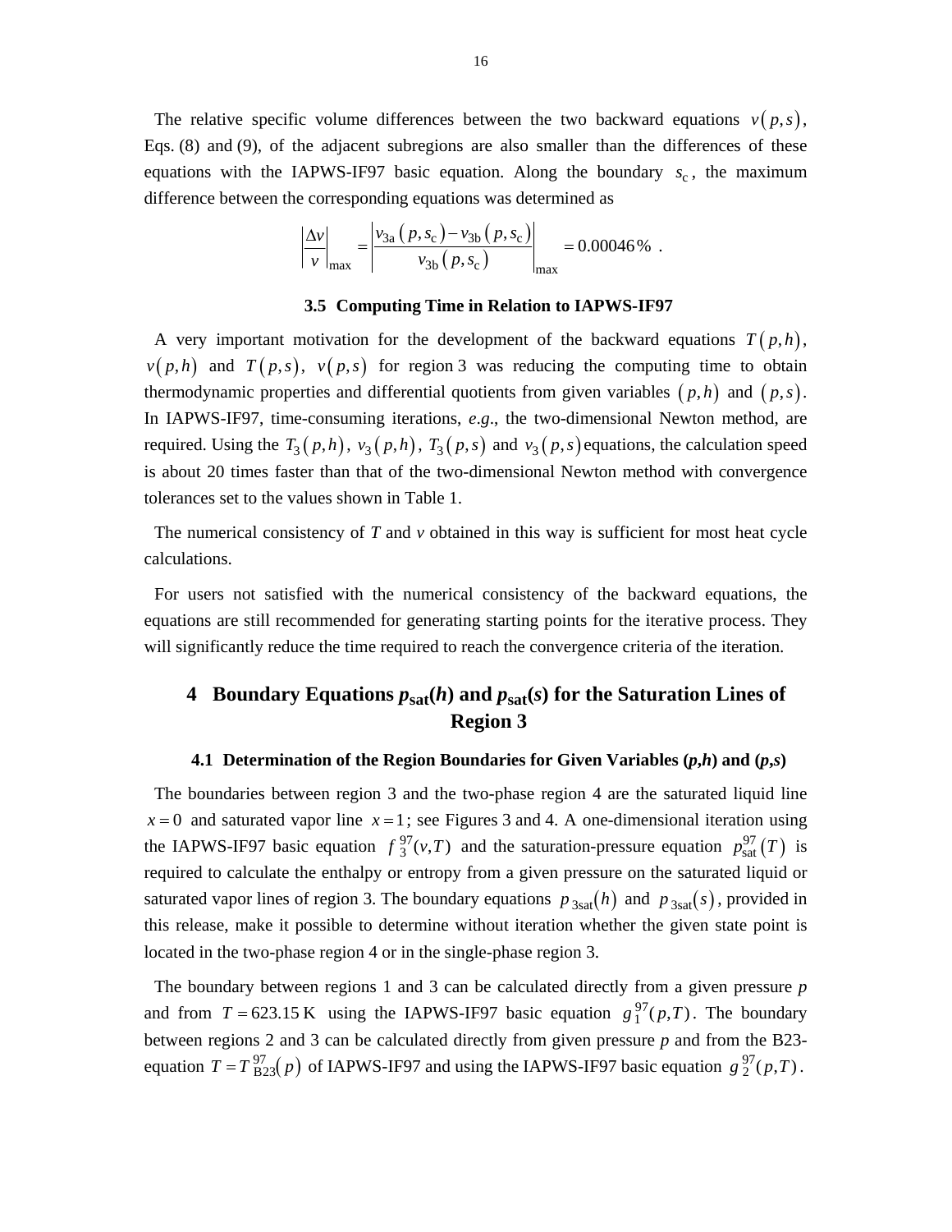The relative specific volume differences between the two backward equations $v(p,s)$, Eqs. (8) and (9), of the adjacent subregions are also smaller than the differences of these equations with the IAPWS-IF97 basic equation. Along the boundary $s_{\mathrm{c}}$, the maximum difference between the corresponding equations was determined as

$$\left|\frac{\Delta v}{v}\right|_{\max} = \left|\frac{v_{3\mathrm{a}}(p,s_{\mathrm{c}}) - v_{3\mathrm{b}}(p,s_{\mathrm{c}})}{v_{3\mathrm{b}}(p,s_{\mathrm{c}})}\right|_{\max} = 0.00046\,\% \ .$$

### 3.5 Computing Time in Relation to IAPWS-IF97

A very important motivation for the development of the backward equations $T(p,h)$, $v(p,h)$ and $T(p,s)$, $v(p,s)$ for region 3 was reducing the computing time to obtain thermodynamic properties and differential quotients from given variables $(p,h)$ and $(p,s)$. In IAPWS-IF97, time-consuming iterations, *e.g.*, the two-dimensional Newton method, are required. Using the $T_3(p,h)$, $v_3(p,h)$, $T_3(p,s)$ and $v_3(p,s)$ equations, the calculation speed is about 20 times faster than that of the two-dimensional Newton method with convergence tolerances set to the values shown in Table 1.

The numerical consistency of $T$ and $v$ obtained in this way is sufficient for most heat cycle calculations.

For users not satisfied with the numerical consistency of the backward equations, the equations are still recommended for generating starting points for the iterative process. They will significantly reduce the time required to reach the convergence criteria of the iteration.

## 4 Boundary Equations $p_{\mathrm{sat}}(h)$ and $p_{\mathrm{sat}}(s)$ for the Saturation Lines of Region 3

### 4.1 Determination of the Region Boundaries for Given Variables ($p,h$) and ($p,s$)

The boundaries between region 3 and the two-phase region 4 are the saturated liquid line $x = 0$ and saturated vapor line $x = 1$; see Figures 3 and 4. A one-dimensional iteration using the IAPWS-IF97 basic equation $f_3^{97}(v,T)$ and the saturation-pressure equation $p_{\mathrm{sat}}^{97}(T)$ is required to calculate the enthalpy or entropy from a given pressure on the saturated liquid or saturated vapor lines of region 3. The boundary equations $p_{3\mathrm{sat}}(h)$ and $p_{3\mathrm{sat}}(s)$, provided in this release, make it possible to determine without iteration whether the given state point is located in the two-phase region 4 or in the single-phase region 3.

The boundary between regions 1 and 3 can be calculated directly from a given pressure $p$ and from $T = 623.15\ \mathrm{K}$ using the IAPWS-IF97 basic equation $g_1^{97}(p,T)$. The boundary between regions 2 and 3 can be calculated directly from given pressure $p$ and from the B23-equation $T = T_{\mathrm{B23}}^{97}(p)$ of IAPWS-IF97 and using the IAPWS-IF97 basic equation $g_2^{97}(p,T)$.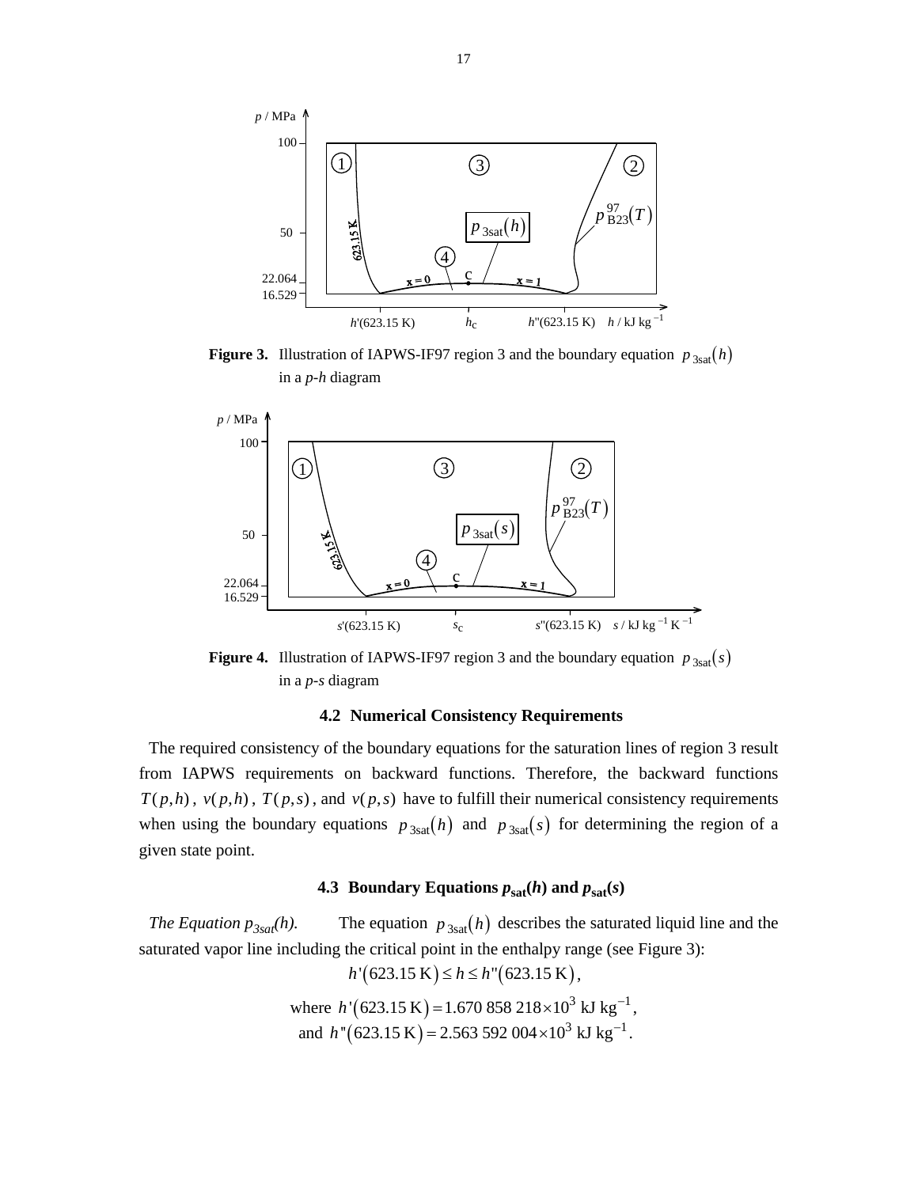**Figure 3.** Illustration of IAPWS-IF97 region 3 and the boundary equation $p_{3\text{sat}}(h)$ in a *p-h* diagram

**Figure 4.** Illustration of IAPWS-IF97 region 3 and the boundary equation $p_{3\text{sat}}(s)$ in a *p-s* diagram

### 4.2 Numerical Consistency Requirements

The required consistency of the boundary equations for the saturation lines of region 3 result from IAPWS requirements on backward functions. Therefore, the backward functions $T(p,h)$, $v(p,h)$, $T(p,s)$, and $v(p,s)$ have to fulfill their numerical consistency requirements when using the boundary equations $p_{3\text{sat}}(h)$ and $p_{3\text{sat}}(s)$ for determining the region of a given state point.

### 4.3 Boundary Equations $p_{\text{sat}}(h)$ and $p_{\text{sat}}(s)$

*The Equation $p_{3sat}(h)$.* The equation $p_{3\text{sat}}(h)$ describes the saturated liquid line and the saturated vapor line including the critical point in the enthalpy range (see Figure 3):

$$h'(623.15\text{ K}) \le h \le h''(623.15\text{ K}),$$

$$\text{where } h'(623.15\text{ K}) = 1.670\,858\,218 \times 10^3 \text{ kJ kg}^{-1},$$

$$\text{and } h''(623.15\text{ K}) = 2.563\,592\,004 \times 10^3 \text{ kJ kg}^{-1}.$$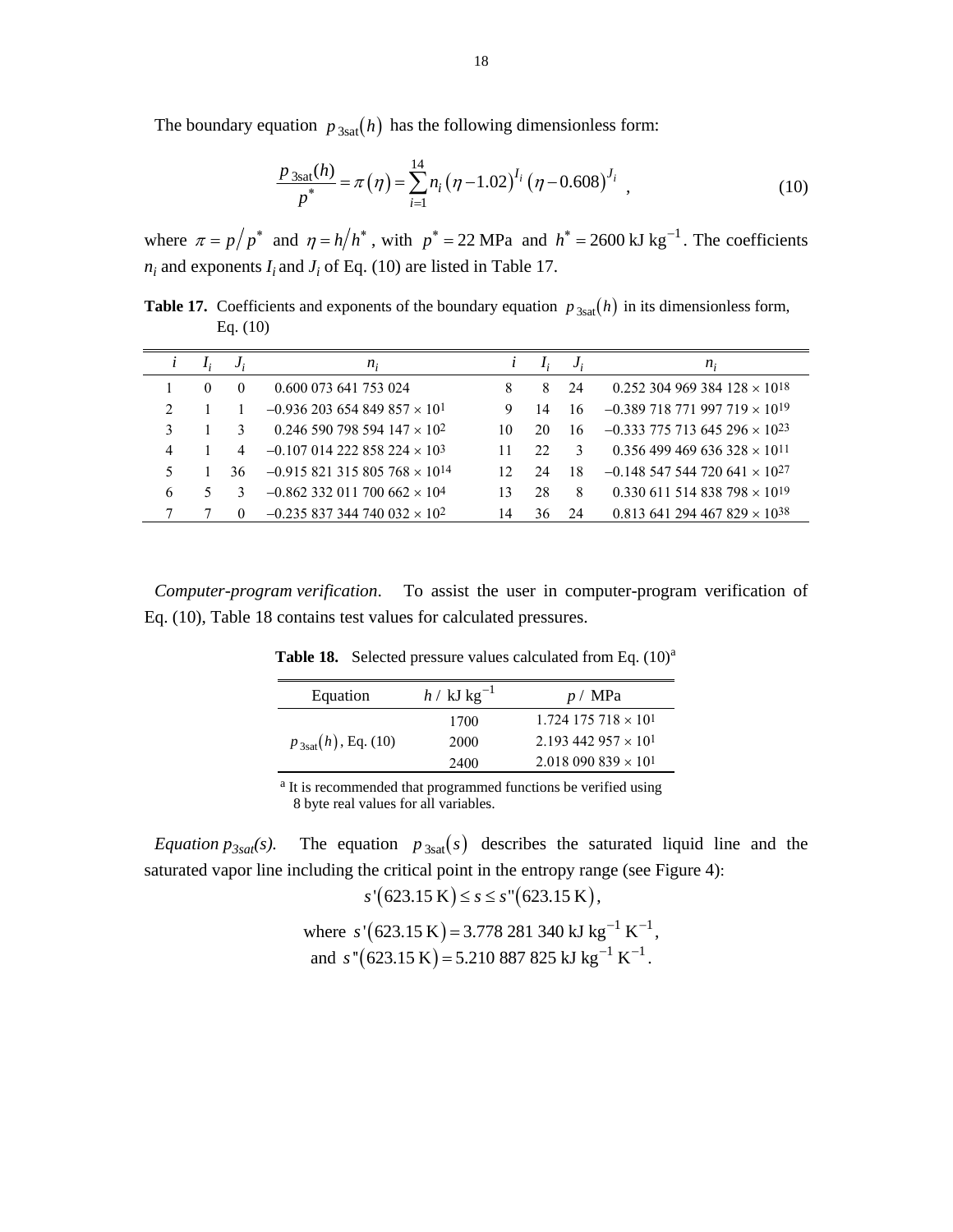The boundary equation $p_{3\text{sat}}(h)$ has the following dimensionless form:

$$\frac{p_{3\text{sat}}(h)}{p^*} = \pi(\eta) = \sum_{i=1}^{14} n_i \,(\eta - 1.02)^{I_i}\,(\eta - 0.608)^{J_i} \quad , \tag{10}$$

where $\pi = p/p^*$ and $\eta = h/h^*$, with $p^* = 22$ MPa and $h^* = 2600$ kJ kg$^{-1}$. The coefficients $n_i$ and exponents $I_i$ and $J_i$ of Eq. (10) are listed in Table 17.

**Table 17.** Coefficients and exponents of the boundary equation $p_{3\text{sat}}(h)$ in its dimensionless form, Eq. (10)

| $i$ | $I_i$ | $J_i$ | $n_i$ | $i$ | $I_i$ | $J_i$ | $n_i$ |
|---|---|---|---|---|---|---|---|
| 1 | 0 | 0 | 0.600 073 641 753 024 | 8 | 8 | 24 | 0.252 304 969 384 128 × $10^{18}$ |
| 2 | 1 | 1 | –0.936 203 654 849 857 × $10^{1}$ | 9 | 14 | 16 | –0.389 718 771 997 719 × $10^{19}$ |
| 3 | 1 | 3 | 0.246 590 798 594 147 × $10^{2}$ | 10 | 20 | 16 | –0.333 775 713 645 296 × $10^{23}$ |
| 4 | 1 | 4 | –0.107 014 222 858 224 × $10^{3}$ | 11 | 22 | 3 | 0.356 499 469 636 328 × $10^{11}$ |
| 5 | 1 | 36 | –0.915 821 315 805 768 × $10^{14}$ | 12 | 24 | 18 | –0.148 547 544 720 641 × $10^{27}$ |
| 6 | 5 | 3 | –0.862 332 011 700 662 × $10^{4}$ | 13 | 28 | 8 | 0.330 611 514 838 798 × $10^{19}$ |
| 7 | 7 | 0 | –0.235 837 344 740 032 × $10^{2}$ | 14 | 36 | 24 | 0.813 641 294 467 829 × $10^{38}$ |

*Computer-program verification*. To assist the user in computer-program verification of Eq. (10), Table 18 contains test values for calculated pressures.

**Table 18.** Selected pressure values calculated from Eq. (10)[a]

| Equation | $h$ / kJ kg$^{-1}$ | $p$ / MPa |
|---|---|---|
| $p_{3\text{sat}}(h)$, Eq. (10) | 1700 | 1.724 175 718 × $10^{1}$ |
| | 2000 | 2.193 442 957 × $10^{1}$ |
| | 2400 | 2.018 090 839 × $10^{1}$ |

[a] It is recommended that programmed functions be verified using 8 byte real values for all variables.

*Equation $p_{3sat}(s)$.* The equation $p_{3\text{sat}}(s)$ describes the saturated liquid line and the saturated vapor line including the critical point in the entropy range (see Figure 4):

$$s'(623.15\text{ K}) \le s \le s''(623.15\text{ K}),$$

$$\text{where } s'(623.15\text{ K}) = 3.778\,281\,340 \text{ kJ kg}^{-1}\text{ K}^{-1},$$
$$\text{and } s''(623.15\text{ K}) = 5.210\,887\,825 \text{ kJ kg}^{-1}\text{ K}^{-1}.$$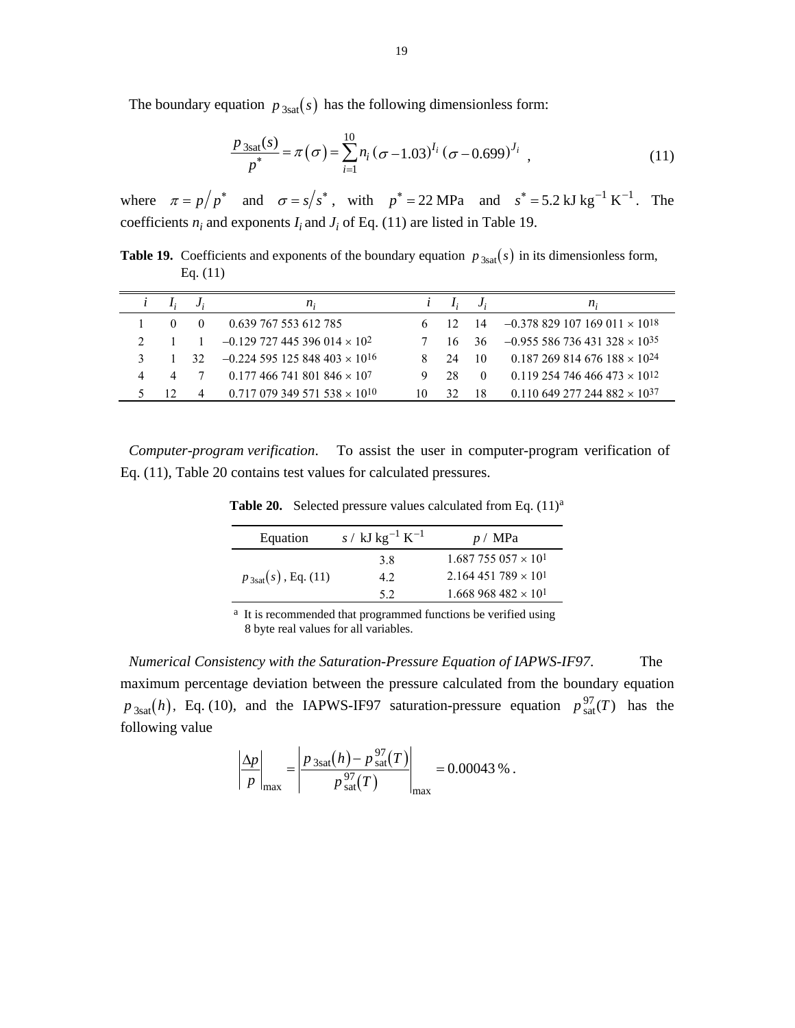The boundary equation $p_{3\text{sat}}(s)$ has the following dimensionless form:

$$\frac{p_{3\text{sat}}(s)}{p^*} = \pi(\sigma) = \sum_{i=1}^{10} n_i \, (\sigma - 1.03)^{I_i} \, (\sigma - 0.699)^{J_i} \quad , \tag{11}$$

where $\pi = p/p^*$ and $\sigma = s/s^*$, with $p^* = 22$ MPa and $s^* = 5.2 \text{ kJ kg}^{-1} \text{ K}^{-1}$. The coefficients $n_i$ and exponents $I_i$ and $J_i$ of Eq. (11) are listed in Table 19.

**Table 19.** Coefficients and exponents of the boundary equation $p_{3\text{sat}}(s)$ in its dimensionless form, Eq. (11)

| $i$ | $I_i$ | $J_i$ | $n_i$ | $i$ | $I_i$ | $J_i$ | $n_i$ |
|---|---|---|---|---|---|---|---|
| 1 | 0 | 0 | 0.639 767 553 612 785 | 6 | 12 | 14 | $-0.378\,829\,107\,169\,011 \times 10^{18}$ |
| 2 | 1 | 1 | $-0.129\,727\,445\,396\,014 \times 10^{2}$ | 7 | 16 | 36 | $-0.955\,586\,736\,431\,328 \times 10^{35}$ |
| 3 | 1 | 32 | $-0.224\,595\,125\,848\,403 \times 10^{16}$ | 8 | 24 | 10 | $0.187\,269\,814\,676\,188 \times 10^{24}$ |
| 4 | 4 | 7 | $0.177\,466\,741\,801\,846 \times 10^{7}$ | 9 | 28 | 0 | $0.119\,254\,746\,466\,473 \times 10^{12}$ |
| 5 | 12 | 4 | $0.717\,079\,349\,571\,538 \times 10^{10}$ | 10 | 32 | 18 | $0.110\,649\,277\,244\,882 \times 10^{37}$ |

*Computer-program verification*. To assist the user in computer-program verification of Eq. (11), Table 20 contains test values for calculated pressures.

**Table 20.** Selected pressure values calculated from Eq. (11)[a]

| Equation | $s$ / kJ kg$^{-1}$ K$^{-1}$ | $p$ / MPa |
|---|---|---|
| | 3.8 | $1.687\,755\,057 \times 10^{1}$ |
| $p_{3\text{sat}}(s)$, Eq. (11) | 4.2 | $2.164\,451\,789 \times 10^{1}$ |
| | 5.2 | $1.668\,968\,482 \times 10^{1}$ |

[a] It is recommended that programmed functions be verified using 8 byte real values for all variables.

*Numerical Consistency with the Saturation-Pressure Equation of IAPWS-IF97*. The maximum percentage deviation between the pressure calculated from the boundary equation $p_{3\text{sat}}(h)$, Eq. (10), and the IAPWS-IF97 saturation-pressure equation $p_{\text{sat}}^{97}(T)$ has the following value

$$\left|\frac{\Delta p}{p}\right|_{\max} = \left|\frac{p_{3\text{sat}}(h) - p_{\text{sat}}^{97}(T)}{p_{\text{sat}}^{97}(T)}\right|_{\max} = 0.00043\,\% \, .$$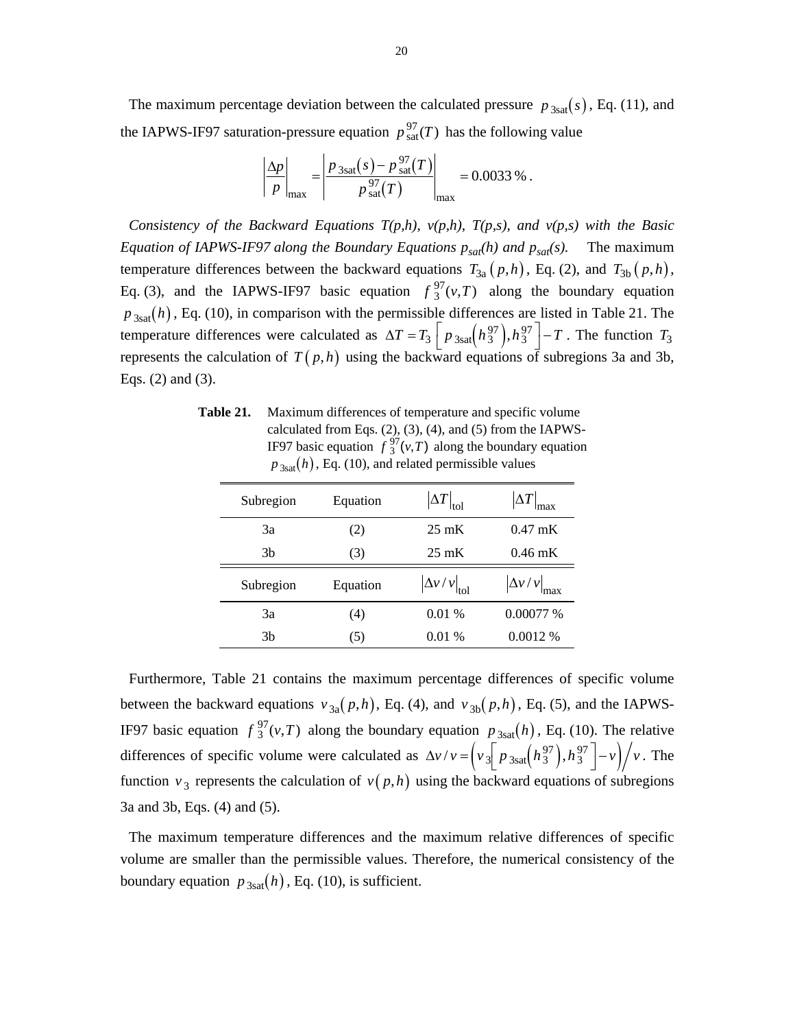The maximum percentage deviation between the calculated pressure $p_{3\text{sat}}(s)$, Eq. (11), and the IAPWS-IF97 saturation-pressure equation $p_{\text{sat}}^{97}(T)$ has the following value

$$\left|\frac{\Delta p}{p}\right|_{\max} = \left|\frac{p_{3\text{sat}}(s) - p_{\text{sat}}^{97}(T)}{p_{\text{sat}}^{97}(T)}\right|_{\max} = 0.0033\,\%\,.$$

*Consistency of the Backward Equations T(p,h), v(p,h), T(p,s), and v(p,s) with the Basic Equation of IAPWS-IF97 along the Boundary Equations $p_{sat}(h)$ and $p_{sat}(s)$.* The maximum temperature differences between the backward equations $T_{3\text{a}}(p,h)$, Eq. (2), and $T_{3\text{b}}(p,h)$, Eq. (3), and the IAPWS-IF97 basic equation $f_3^{97}(v,T)$ along the boundary equation $p_{3\text{sat}}(h)$, Eq. (10), in comparison with the permissible differences are listed in Table 21. The temperature differences were calculated as $\Delta T = T_3\left[p_{3\text{sat}}\left(h_3^{97}\right), h_3^{97}\right] - T$. The function $T_3$ represents the calculation of $T(p,h)$ using the backward equations of subregions 3a and 3b, Eqs. (2) and (3).

**Table 21.** Maximum differences of temperature and specific volume calculated from Eqs. (2), (3), (4), and (5) from the IAPWS-IF97 basic equation $f_3^{97}(v,T)$ along the boundary equation $p_{3\text{sat}}(h)$, Eq. (10), and related permissible values

| Subregion | Equation | $\lvert\Delta T\rvert_{\text{tol}}$ | $\lvert\Delta T\rvert_{\max}$ |
|---|---|---|---|
| 3a | (2) | 25 mK | 0.47 mK |
| 3b | (3) | 25 mK | 0.46 mK |
| **Subregion** | **Equation** | $\lvert\Delta v/v\rvert_{\text{tol}}$ | $\lvert\Delta v/v\rvert_{\max}$ |
| 3a | (4) | 0.01 % | 0.00077 % |
| 3b | (5) | 0.01 % | 0.0012 % |

Furthermore, Table 21 contains the maximum percentage differences of specific volume between the backward equations $v_{3\text{a}}(p,h)$, Eq. (4), and $v_{3\text{b}}(p,h)$, Eq. (5), and the IAPWS-IF97 basic equation $f_3^{97}(v,T)$ along the boundary equation $p_{3\text{sat}}(h)$, Eq. (10). The relative differences of specific volume were calculated as $\Delta v/v = \left(v_3\left[p_{3\text{sat}}\left(h_3^{97}\right), h_3^{97}\right] - v\right)\Big/ v$. The function $v_3$ represents the calculation of $v(p,h)$ using the backward equations of subregions 3a and 3b, Eqs. (4) and (5).

The maximum temperature differences and the maximum relative differences of specific volume are smaller than the permissible values. Therefore, the numerical consistency of the boundary equation $p_{3\text{sat}}(h)$, Eq. (10), is sufficient.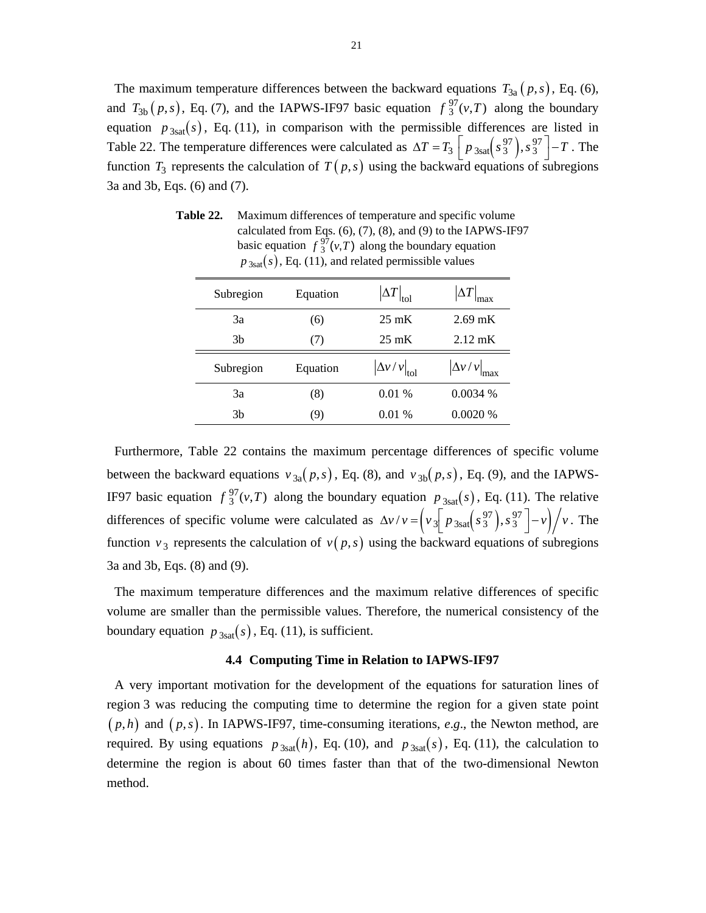The maximum temperature differences between the backward equations $T_{3a}(p,s)$, Eq. (6), and $T_{3b}(p,s)$, Eq. (7), and the IAPWS-IF97 basic equation $f_3^{97}(v,T)$ along the boundary equation $p_{3sat}(s)$, Eq. (11), in comparison with the permissible differences are listed in Table 22. The temperature differences were calculated as $\Delta T = T_3\left[p_{3sat}\left(s_3^{97}\right), s_3^{97}\right] - T$. The function $T_3$ represents the calculation of $T(p,s)$ using the backward equations of subregions 3a and 3b, Eqs. (6) and (7).

**Table 22.** Maximum differences of temperature and specific volume calculated from Eqs. (6), (7), (8), and (9) to the IAPWS-IF97 basic equation $f_3^{97}(v,T)$ along the boundary equation $p_{3sat}(s)$, Eq. (11), and related permissible values

| Subregion | Equation | $\lvert\Delta T\rvert_{tol}$ | $\lvert\Delta T\rvert_{max}$ |
|---|---|---|---|
| 3a | (6) | 25 mK | 2.69 mK |
| 3b | (7) | 25 mK | 2.12 mK |
| **Subregion** | **Equation** | $\lvert\Delta v/v\rvert_{tol}$ | $\lvert\Delta v/v\rvert_{max}$ |
| 3a | (8) | 0.01 % | 0.0034 % |
| 3b | (9) | 0.01 % | 0.0020 % |

Furthermore, Table 22 contains the maximum percentage differences of specific volume between the backward equations $v_{3a}(p,s)$, Eq. (8), and $v_{3b}(p,s)$, Eq. (9), and the IAPWS-IF97 basic equation $f_3^{97}(v,T)$ along the boundary equation $p_{3sat}(s)$, Eq. (11). The relative differences of specific volume were calculated as $\Delta v/v = \left(v_3\left[p_{3sat}\left(s_3^{97}\right), s_3^{97}\right] - v\right)\Big/ v$. The function $v_3$ represents the calculation of $v(p,s)$ using the backward equations of subregions 3a and 3b, Eqs. (8) and (9).

The maximum temperature differences and the maximum relative differences of specific volume are smaller than the permissible values. Therefore, the numerical consistency of the boundary equation $p_{3sat}(s)$, Eq. (11), is sufficient.

### 4.4 Computing Time in Relation to IAPWS-IF97

A very important motivation for the development of the equations for saturation lines of region 3 was reducing the computing time to determine the region for a given state point $(p,h)$ and $(p,s)$. In IAPWS-IF97, time-consuming iterations, *e.g*., the Newton method, are required. By using equations $p_{3sat}(h)$, Eq. (10), and $p_{3sat}(s)$, Eq. (11), the calculation to determine the region is about 60 times faster than that of the two-dimensional Newton method.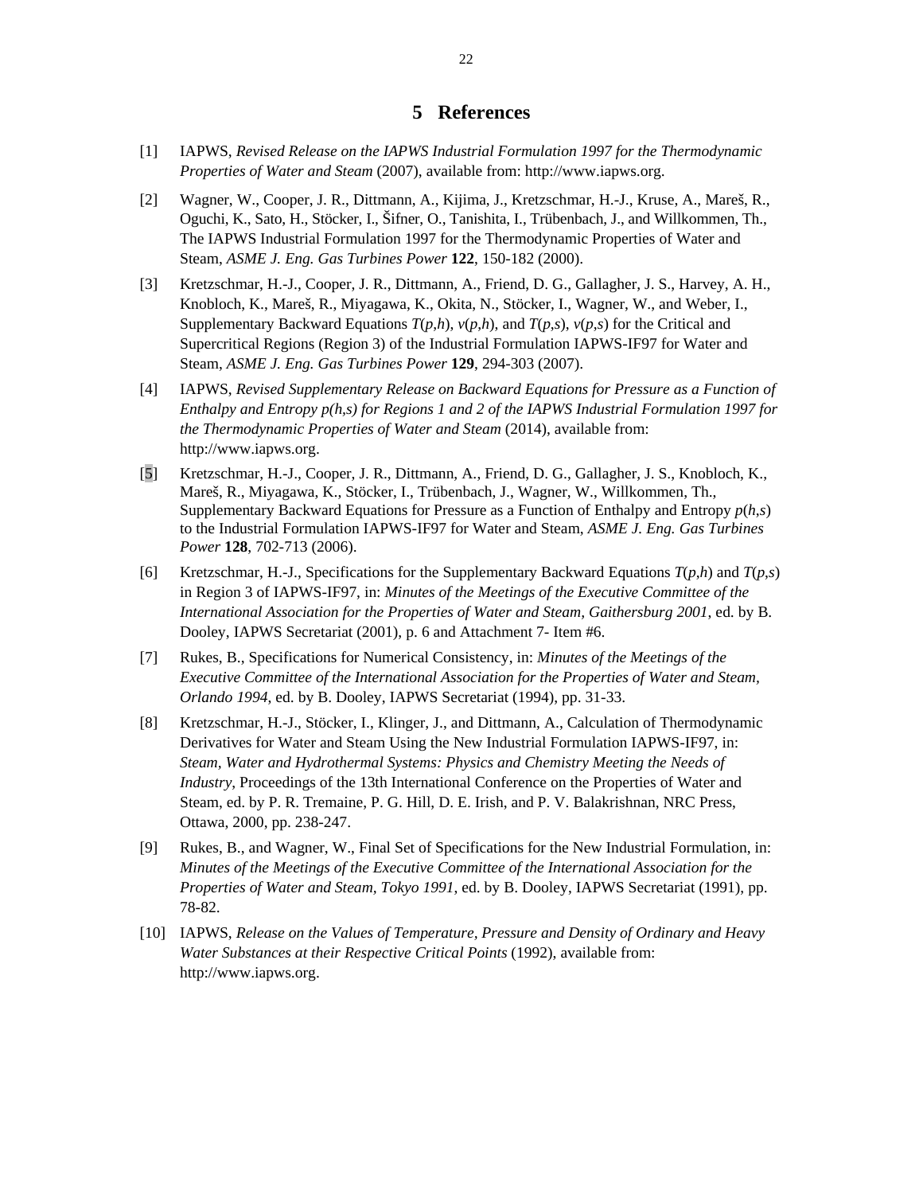# 5 References

[1] IAPWS, *Revised Release on the IAPWS Industrial Formulation 1997 for the Thermodynamic Properties of Water and Steam* (2007), available from: http://www.iapws.org.

[2] Wagner, W., Cooper, J. R., Dittmann, A., Kijima, J., Kretzschmar, H.-J., Kruse, A., Mareš, R., Oguchi, K., Sato, H., Stöcker, I., Šifner, O., Tanishita, I., Trübenbach, J., and Willkommen, Th., The IAPWS Industrial Formulation 1997 for the Thermodynamic Properties of Water and Steam, *ASME J. Eng. Gas Turbines Power* **122**, 150-182 (2000).

[3] Kretzschmar, H.-J., Cooper, J. R., Dittmann, A., Friend, D. G., Gallagher, J. S., Harvey, A. H., Knobloch, K., Mareš, R., Miyagawa, K., Okita, N., Stöcker, I., Wagner, W., and Weber, I., Supplementary Backward Equations $T(p,h)$, $v(p,h)$, and $T(p,s)$, $v(p,s)$ for the Critical and Supercritical Regions (Region 3) of the Industrial Formulation IAPWS-IF97 for Water and Steam, *ASME J. Eng. Gas Turbines Power* **129**, 294-303 (2007).

[4] IAPWS, *Revised Supplementary Release on Backward Equations for Pressure as a Function of Enthalpy and Entropy p(h,s) for Regions 1 and 2 of the IAPWS Industrial Formulation 1997 for the Thermodynamic Properties of Water and Steam* (2014), available from: http://www.iapws.org.

[5] Kretzschmar, H.-J., Cooper, J. R., Dittmann, A., Friend, D. G., Gallagher, J. S., Knobloch, K., Mareš, R., Miyagawa, K., Stöcker, I., Trübenbach, J., Wagner, W., Willkommen, Th., Supplementary Backward Equations for Pressure as a Function of Enthalpy and Entropy $p(h,s)$ to the Industrial Formulation IAPWS-IF97 for Water and Steam, *ASME J. Eng. Gas Turbines Power* **128**, 702-713 (2006).

[6] Kretzschmar, H.-J., Specifications for the Supplementary Backward Equations $T(p,h)$ and $T(p,s)$ in Region 3 of IAPWS-IF97, in: *Minutes of the Meetings of the Executive Committee of the International Association for the Properties of Water and Steam, Gaithersburg 2001*, ed. by B. Dooley, IAPWS Secretariat (2001), p. 6 and Attachment 7- Item #6.

[7] Rukes, B., Specifications for Numerical Consistency, in: *Minutes of the Meetings of the Executive Committee of the International Association for the Properties of Water and Steam, Orlando 1994*, ed. by B. Dooley, IAPWS Secretariat (1994), pp. 31-33.

[8] Kretzschmar, H.-J., Stöcker, I., Klinger, J., and Dittmann, A., Calculation of Thermodynamic Derivatives for Water and Steam Using the New Industrial Formulation IAPWS-IF97, in: *Steam, Water and Hydrothermal Systems: Physics and Chemistry Meeting the Needs of Industry*, Proceedings of the 13th International Conference on the Properties of Water and Steam, ed. by P. R. Tremaine, P. G. Hill, D. E. Irish, and P. V. Balakrishnan, NRC Press, Ottawa, 2000, pp. 238-247.

[9] Rukes, B., and Wagner, W., Final Set of Specifications for the New Industrial Formulation, in: *Minutes of the Meetings of the Executive Committee of the International Association for the Properties of Water and Steam, Tokyo 1991*, ed. by B. Dooley, IAPWS Secretariat (1991), pp. 78-82.

[10] IAPWS, *Release on the Values of Temperature, Pressure and Density of Ordinary and Heavy Water Substances at their Respective Critical Points* (1992), available from: http://www.iapws.org.